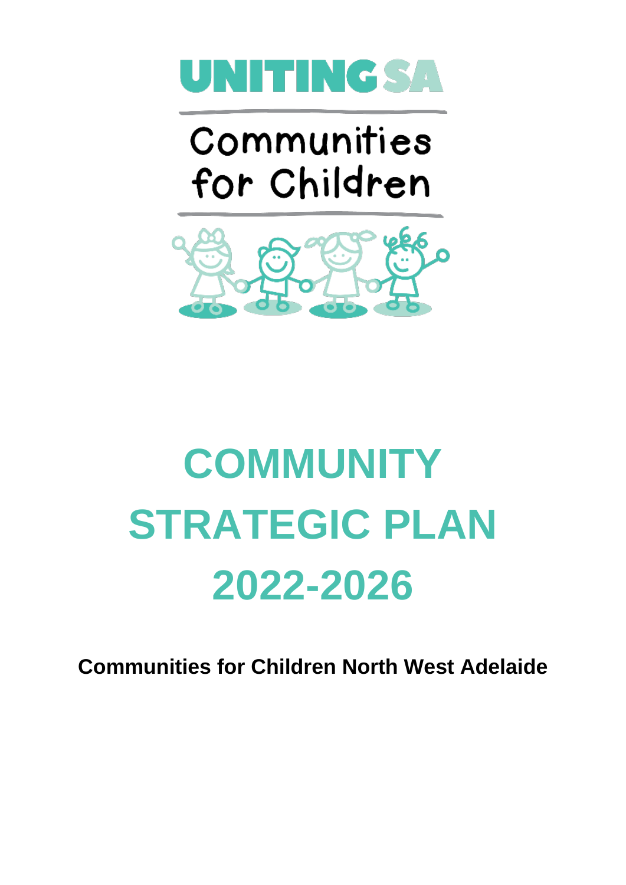UNITING SA

Communities for Children

# COMMUNITY STRATEGIC PLAN 2022-2026

**Communities for Children North West Adelaide**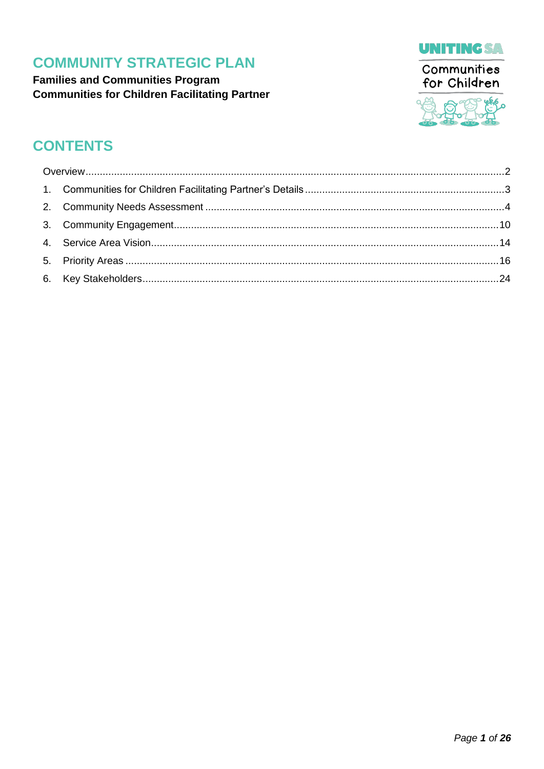# COMMUNITY STRATEGIC PLAN

**Families and Communities Program**
**Communities for Children Facilitating Partner**

## CONTENTS

Overview .......... 2

1. Communities for Children Facilitating Partner's Details .......... 3
2. Community Needs Assessment .......... 4
3. Community Engagement .......... 10
4. Service Area Vision .......... 14
5. Priority Areas .......... 16
6. Key Stakeholders .......... 24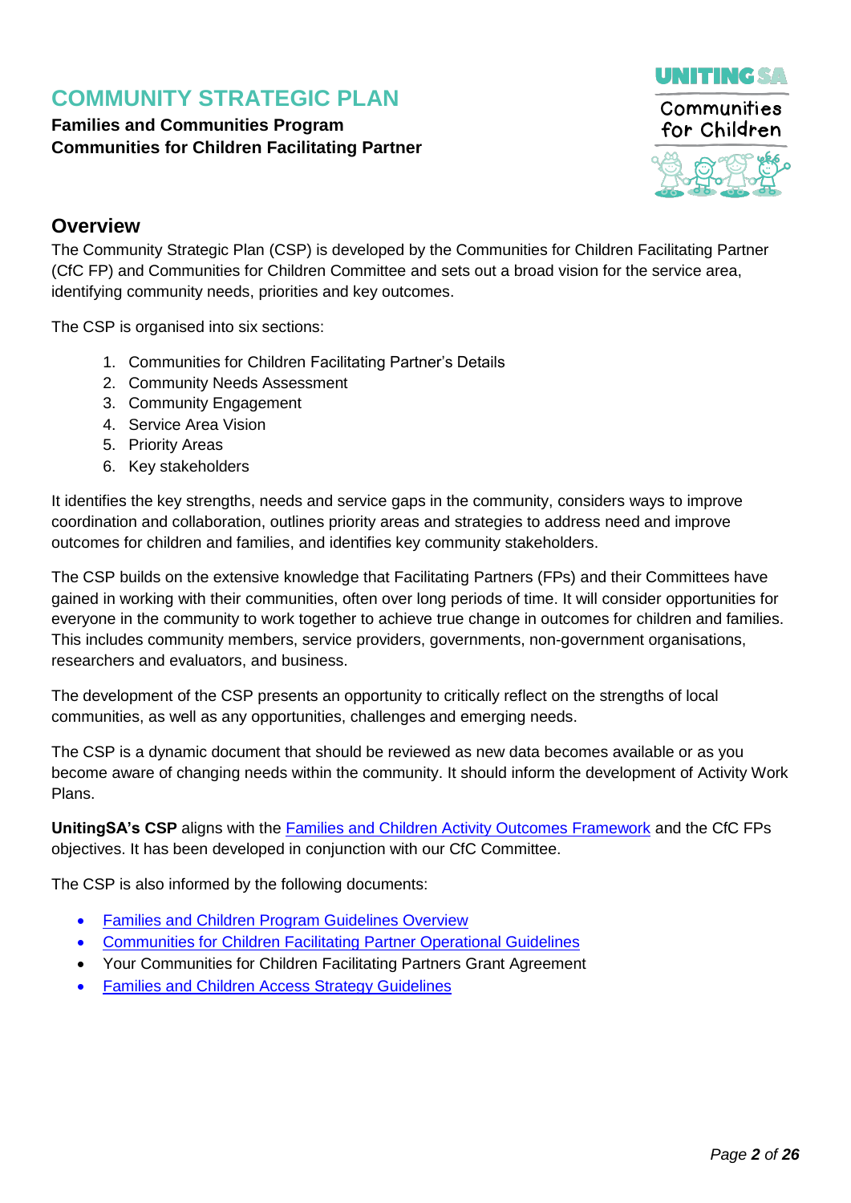# COMMUNITY STRATEGIC PLAN

**Families and Communities Program**
**Communities for Children Facilitating Partner**

## Overview

The Community Strategic Plan (CSP) is developed by the Communities for Children Facilitating Partner (CfC FP) and Communities for Children Committee and sets out a broad vision for the service area, identifying community needs, priorities and key outcomes.

The CSP is organised into six sections:

1. Communities for Children Facilitating Partner's Details
2. Community Needs Assessment
3. Community Engagement
4. Service Area Vision
5. Priority Areas
6. Key stakeholders

It identifies the key strengths, needs and service gaps in the community, considers ways to improve coordination and collaboration, outlines priority areas and strategies to address need and improve outcomes for children and families, and identifies key community stakeholders.

The CSP builds on the extensive knowledge that Facilitating Partners (FPs) and their Committees have gained in working with their communities, often over long periods of time. It will consider opportunities for everyone in the community to work together to achieve true change in outcomes for children and families. This includes community members, service providers, governments, non-government organisations, researchers and evaluators, and business.

The development of the CSP presents an opportunity to critically reflect on the strengths of local communities, as well as any opportunities, challenges and emerging needs.

The CSP is a dynamic document that should be reviewed as new data becomes available or as you become aware of changing needs within the community. It should inform the development of Activity Work Plans.

**UnitingSA's CSP** aligns with the Families and Children Activity Outcomes Framework and the CfC FPs objectives. It has been developed in conjunction with our CfC Committee.

The CSP is also informed by the following documents:

- Families and Children Program Guidelines Overview
- Communities for Children Facilitating Partner Operational Guidelines
- Your Communities for Children Facilitating Partners Grant Agreement
- Families and Children Access Strategy Guidelines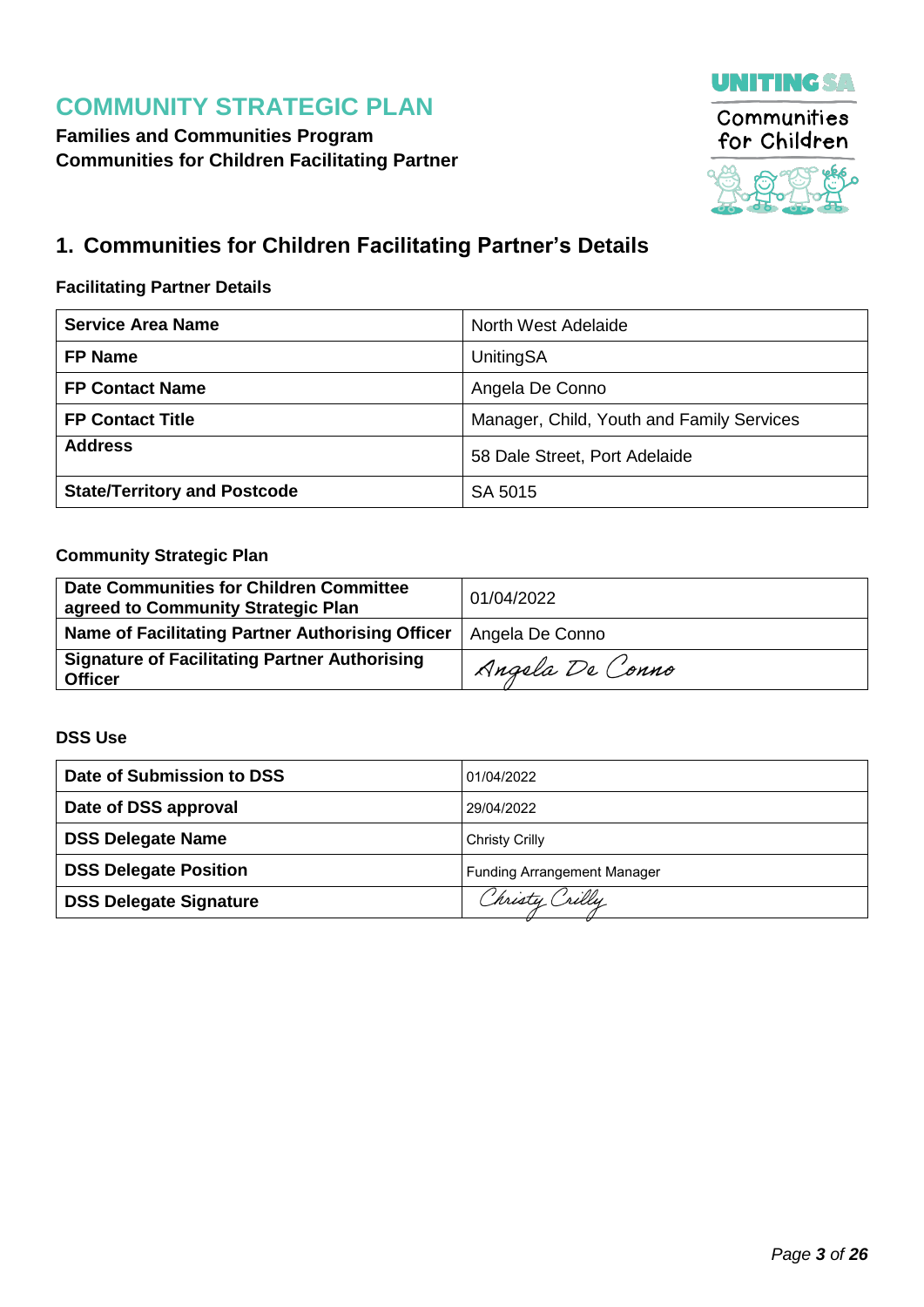# COMMUNITY STRATEGIC PLAN

**Families and Communities Program**
**Communities for Children Facilitating Partner**

## 1. Communities for Children Facilitating Partner's Details

### Facilitating Partner Details

| **Service Area Name** | North West Adelaide |
|---|---|
| **FP Name** | UnitingSA |
| **FP Contact Name** | Angela De Conno |
| **FP Contact Title** | Manager, Child, Youth and Family Services |
| **Address** | 58 Dale Street, Port Adelaide |
| **State/Territory and Postcode** | SA 5015 |

### Community Strategic Plan

| **Date Communities for Children Committee agreed to Community Strategic Plan** | 01/04/2022 |
|---|---|
| **Name of Facilitating Partner Authorising Officer** | Angela De Conno |
| **Signature of Facilitating Partner Authorising Officer** | Angela De Conno |

### DSS Use

| **Date of Submission to DSS** | 01/04/2022 |
|---|---|
| **Date of DSS approval** | 29/04/2022 |
| **DSS Delegate Name** | Christy Crilly |
| **DSS Delegate Position** | Funding Arrangement Manager |
| **DSS Delegate Signature** | Christy Crilly |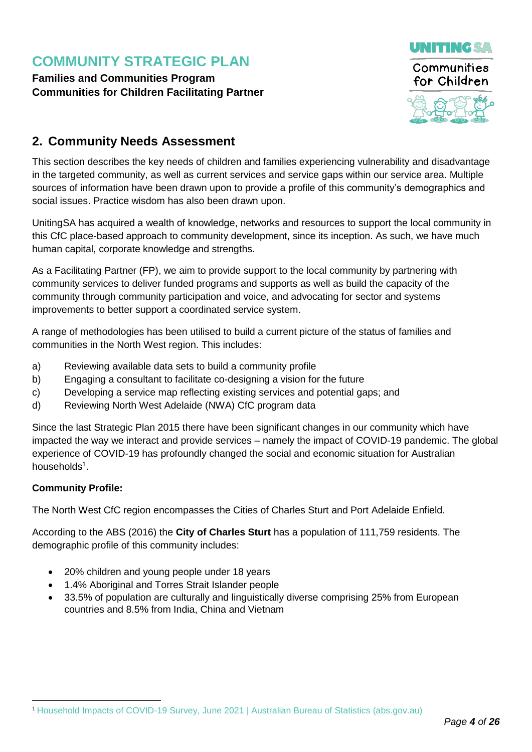## 2. Community Needs Assessment

This section describes the key needs of children and families experiencing vulnerability and disadvantage in the targeted community, as well as current services and service gaps within our service area. Multiple sources of information have been drawn upon to provide a profile of this community's demographics and social issues. Practice wisdom has also been drawn upon.

UnitingSA has acquired a wealth of knowledge, networks and resources to support the local community in this CfC place-based approach to community development, since its inception. As such, we have much human capital, corporate knowledge and strengths.

As a Facilitating Partner (FP), we aim to provide support to the local community by partnering with community services to deliver funded programs and supports as well as build the capacity of the community through community participation and voice, and advocating for sector and systems improvements to better support a coordinated service system.

A range of methodologies has been utilised to build a current picture of the status of families and communities in the North West region. This includes:

a) Reviewing available data sets to build a community profile
b) Engaging a consultant to facilitate co-designing a vision for the future
c) Developing a service map reflecting existing services and potential gaps; and
d) Reviewing North West Adelaide (NWA) CfC program data

Since the last Strategic Plan 2015 there have been significant changes in our community which have impacted the way we interact and provide services – namely the impact of COVID-19 pandemic. The global experience of COVID-19 has profoundly changed the social and economic situation for Australian households[1].

**Community Profile:**

The North West CfC region encompasses the Cities of Charles Sturt and Port Adelaide Enfield.

According to the ABS (2016) the **City of Charles Sturt** has a population of 111,759 residents. The demographic profile of this community includes:

- 20% children and young people under 18 years
- 1.4% Aboriginal and Torres Strait Islander people
- 33.5% of population are culturally and linguistically diverse comprising 25% from European countries and 8.5% from India, China and Vietnam

[1] Household Impacts of COVID-19 Survey, June 2021 | Australian Bureau of Statistics (abs.gov.au)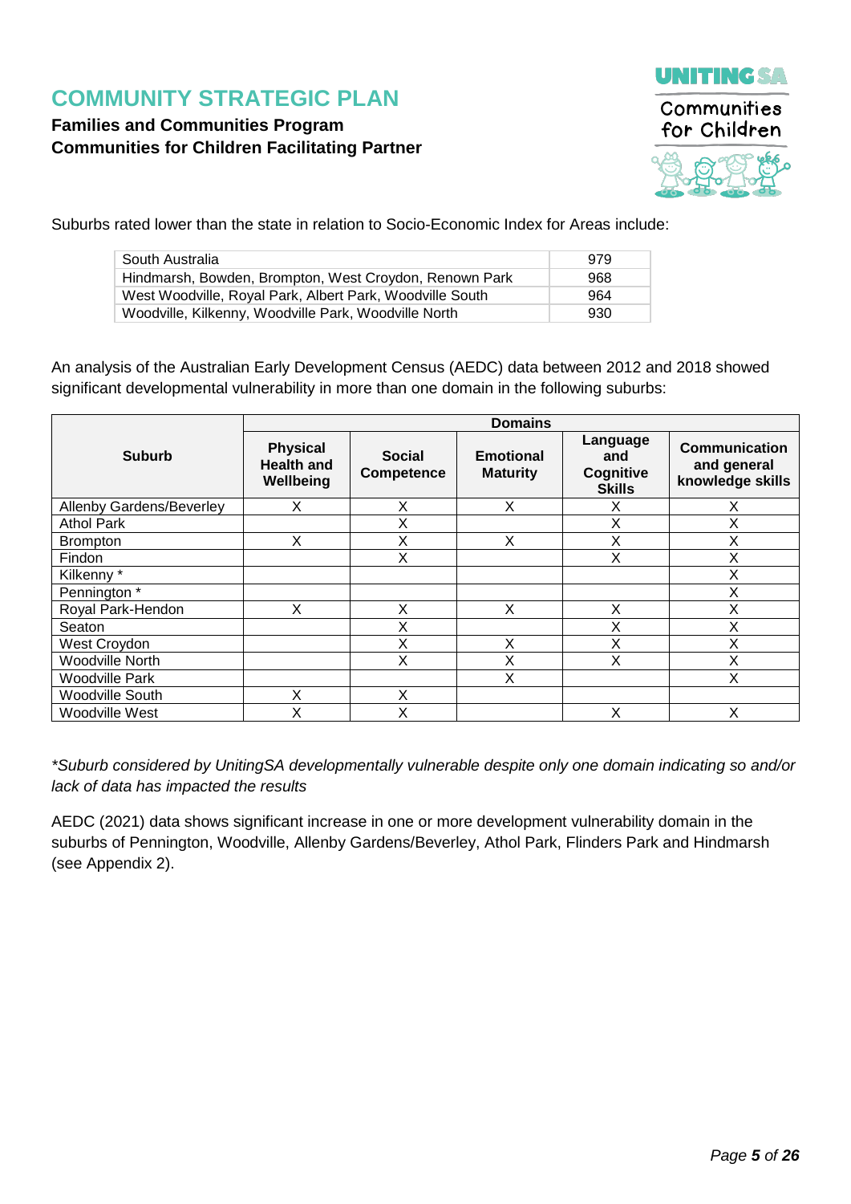Suburbs rated lower than the state in relation to Socio-Economic Index for Areas include:

| | |
|---|---|
| South Australia | 979 |
| Hindmarsh, Bowden, Brompton, West Croydon, Renown Park | 968 |
| West Woodville, Royal Park, Albert Park, Woodville South | 964 |
| Woodville, Kilkenny, Woodville Park, Woodville North | 930 |

An analysis of the Australian Early Development Census (AEDC) data between 2012 and 2018 showed significant developmental vulnerability in more than one domain in the following suburbs:

| **Suburb** | **Domains** | | | | |
|---|---|---|---|---|---|
| | **Physical Health and Wellbeing** | **Social Competence** | **Emotional Maturity** | **Language and Cognitive Skills** | **Communication and general knowledge skills** |
| Allenby Gardens/Beverley | X | X | X | X | X |
| Athol Park | | X | | X | X |
| Brompton | X | X | X | X | X |
| Findon | | X | | X | X |
| Kilkenny * | | | | | X |
| Pennington * | | | | | X |
| Royal Park-Hendon | X | X | X | X | X |
| Seaton | | X | | X | X |
| West Croydon | | X | X | X | X |
| Woodville North | | X | X | X | X |
| Woodville Park | | | X | | X |
| Woodville South | X | X | | | |
| Woodville West | X | X | | X | X |

*\*Suburb considered by UnitingSA developmentally vulnerable despite only one domain indicating so and/or lack of data has impacted the results*

AEDC (2021) data shows significant increase in one or more development vulnerability domain in the suburbs of Pennington, Woodville, Allenby Gardens/Beverley, Athol Park, Flinders Park and Hindmarsh (see Appendix 2).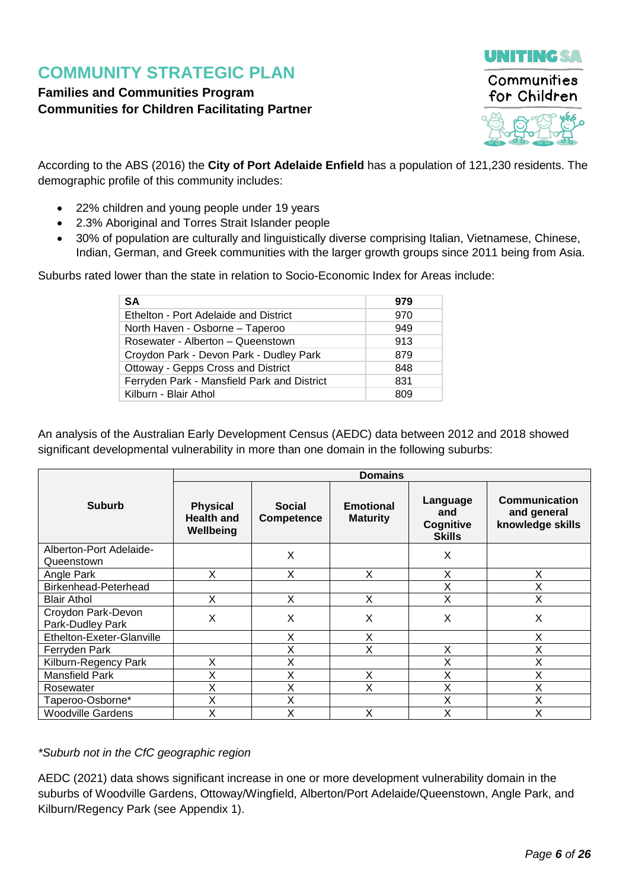## COMMUNITY STRATEGIC PLAN

**Families and Communities Program**
**Communities for Children Facilitating Partner**

UNITING SA
Communities for Children

According to the ABS (2016) the **City of Port Adelaide Enfield** has a population of 121,230 residents. The demographic profile of this community includes:

- 22% children and young people under 19 years
- 2.3% Aboriginal and Torres Strait Islander people
- 30% of population are culturally and linguistically diverse comprising Italian, Vietnamese, Chinese, Indian, German, and Greek communities with the larger growth groups since 2011 being from Asia.

Suburbs rated lower than the state in relation to Socio-Economic Index for Areas include:

| **SA** | **979** |
|---|---|
| Ethelton - Port Adelaide and District | 970 |
| North Haven - Osborne – Taperoo | 949 |
| Rosewater - Alberton – Queenstown | 913 |
| Croydon Park - Devon Park - Dudley Park | 879 |
| Ottoway - Gepps Cross and District | 848 |
| Ferryden Park - Mansfield Park and District | 831 |
| Kilburn - Blair Athol | 809 |

An analysis of the Australian Early Development Census (AEDC) data between 2012 and 2018 showed significant developmental vulnerability in more than one domain in the following suburbs:

| **Suburb** | **Domains** | | | | |
|---|---|---|---|---|---|
| | **Physical Health and Wellbeing** | **Social Competence** | **Emotional Maturity** | **Language and Cognitive Skills** | **Communication and general knowledge skills** |
| Alberton-Port Adelaide-Queenstown | | X | | X | |
| Angle Park | X | X | X | X | X |
| Birkenhead-Peterhead | | | | X | X |
| Blair Athol | X | X | X | X | X |
| Croydon Park-Devon Park-Dudley Park | X | X | X | X | X |
| Ethelton-Exeter-Glanville | | X | X | | X |
| Ferryden Park | | X | X | X | X |
| Kilburn-Regency Park | X | X | | X | X |
| Mansfield Park | X | X | X | X | X |
| Rosewater | X | X | X | X | X |
| Taperoo-Osborne* | X | X | | X | X |
| Woodville Gardens | X | X | X | X | X |

*\*Suburb not in the CfC geographic region*

AEDC (2021) data shows significant increase in one or more development vulnerability domain in the suburbs of Woodville Gardens, Ottoway/Wingfield, Alberton/Port Adelaide/Queenstown, Angle Park, and Kilburn/Regency Park (see Appendix 1).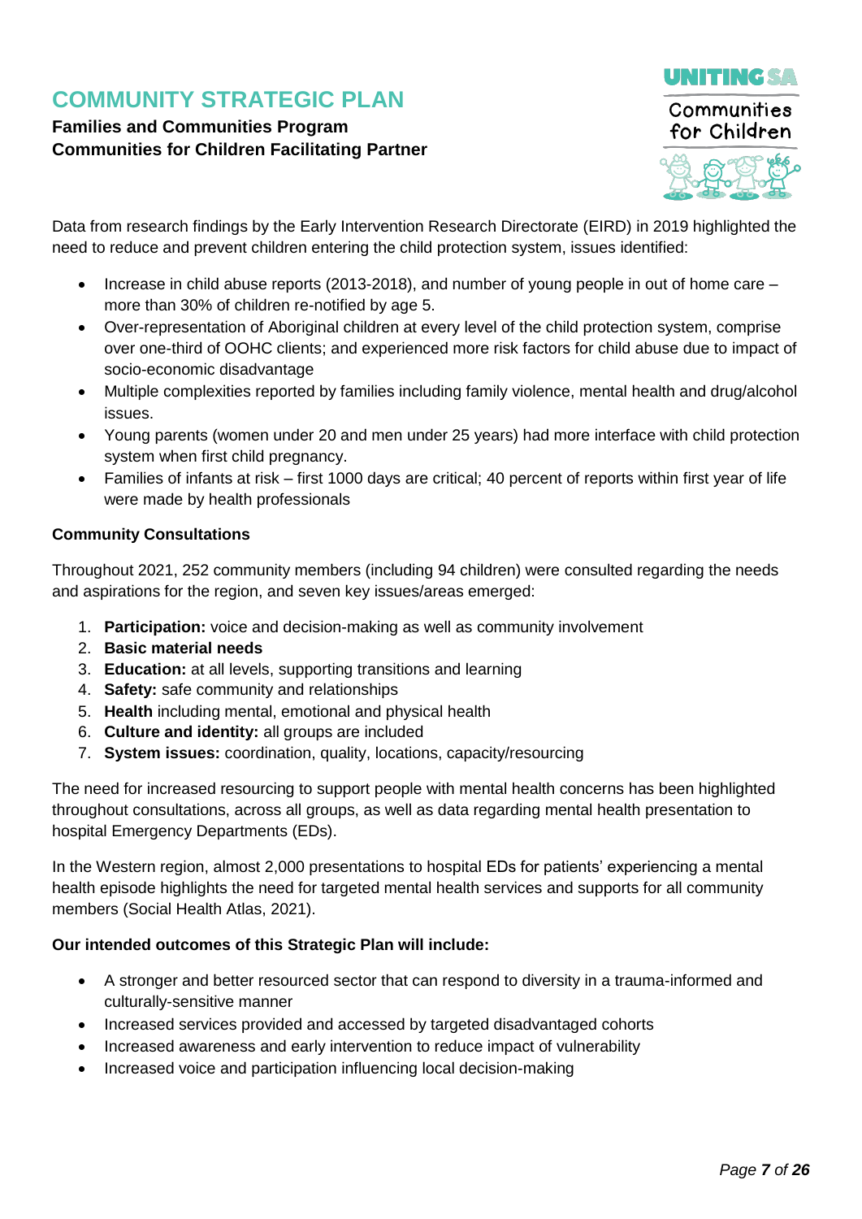# COMMUNITY STRATEGIC PLAN

**Families and Communities Program**
**Communities for Children Facilitating Partner**

Data from research findings by the Early Intervention Research Directorate (EIRD) in 2019 highlighted the need to reduce and prevent children entering the child protection system, issues identified:

- Increase in child abuse reports (2013-2018), and number of young people in out of home care – more than 30% of children re-notified by age 5.
- Over-representation of Aboriginal children at every level of the child protection system, comprise over one-third of OOHC clients; and experienced more risk factors for child abuse due to impact of socio-economic disadvantage
- Multiple complexities reported by families including family violence, mental health and drug/alcohol issues.
- Young parents (women under 20 and men under 25 years) had more interface with child protection system when first child pregnancy.
- Families of infants at risk – first 1000 days are critical; 40 percent of reports within first year of life were made by health professionals

**Community Consultations**

Throughout 2021, 252 community members (including 94 children) were consulted regarding the needs and aspirations for the region, and seven key issues/areas emerged:

1. **Participation:** voice and decision-making as well as community involvement
2. **Basic material needs**
3. **Education:** at all levels, supporting transitions and learning
4. **Safety:** safe community and relationships
5. **Health** including mental, emotional and physical health
6. **Culture and identity:** all groups are included
7. **System issues:** coordination, quality, locations, capacity/resourcing

The need for increased resourcing to support people with mental health concerns has been highlighted throughout consultations, across all groups, as well as data regarding mental health presentation to hospital Emergency Departments (EDs).

In the Western region, almost 2,000 presentations to hospital EDs for patients' experiencing a mental health episode highlights the need for targeted mental health services and supports for all community members (Social Health Atlas, 2021).

**Our intended outcomes of this Strategic Plan will include:**

- A stronger and better resourced sector that can respond to diversity in a trauma-informed and culturally-sensitive manner
- Increased services provided and accessed by targeted disadvantaged cohorts
- Increased awareness and early intervention to reduce impact of vulnerability
- Increased voice and participation influencing local decision-making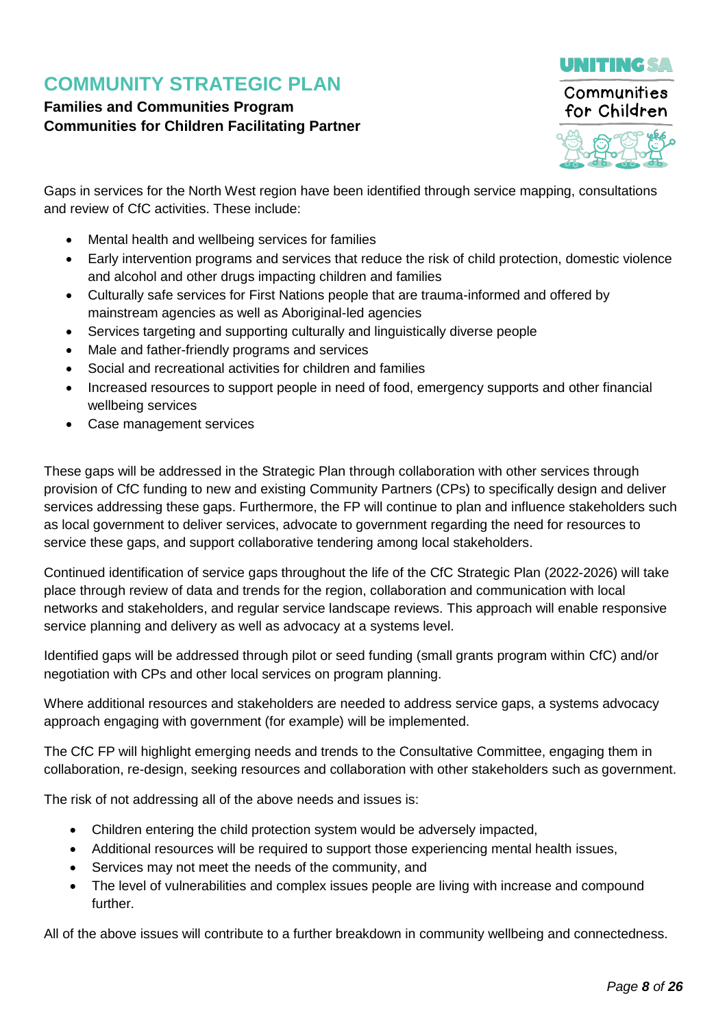Gaps in services for the North West region have been identified through service mapping, consultations and review of CfC activities. These include:

- Mental health and wellbeing services for families
- Early intervention programs and services that reduce the risk of child protection, domestic violence and alcohol and other drugs impacting children and families
- Culturally safe services for First Nations people that are trauma-informed and offered by mainstream agencies as well as Aboriginal-led agencies
- Services targeting and supporting culturally and linguistically diverse people
- Male and father-friendly programs and services
- Social and recreational activities for children and families
- Increased resources to support people in need of food, emergency supports and other financial wellbeing services
- Case management services

These gaps will be addressed in the Strategic Plan through collaboration with other services through provision of CfC funding to new and existing Community Partners (CPs) to specifically design and deliver services addressing these gaps. Furthermore, the FP will continue to plan and influence stakeholders such as local government to deliver services, advocate to government regarding the need for resources to service these gaps, and support collaborative tendering among local stakeholders.

Continued identification of service gaps throughout the life of the CfC Strategic Plan (2022-2026) will take place through review of data and trends for the region, collaboration and communication with local networks and stakeholders, and regular service landscape reviews. This approach will enable responsive service planning and delivery as well as advocacy at a systems level.

Identified gaps will be addressed through pilot or seed funding (small grants program within CfC) and/or negotiation with CPs and other local services on program planning.

Where additional resources and stakeholders are needed to address service gaps, a systems advocacy approach engaging with government (for example) will be implemented.

The CfC FP will highlight emerging needs and trends to the Consultative Committee, engaging them in collaboration, re-design, seeking resources and collaboration with other stakeholders such as government.

The risk of not addressing all of the above needs and issues is:

- Children entering the child protection system would be adversely impacted,
- Additional resources will be required to support those experiencing mental health issues,
- Services may not meet the needs of the community, and
- The level of vulnerabilities and complex issues people are living with increase and compound further.

All of the above issues will contribute to a further breakdown in community wellbeing and connectedness.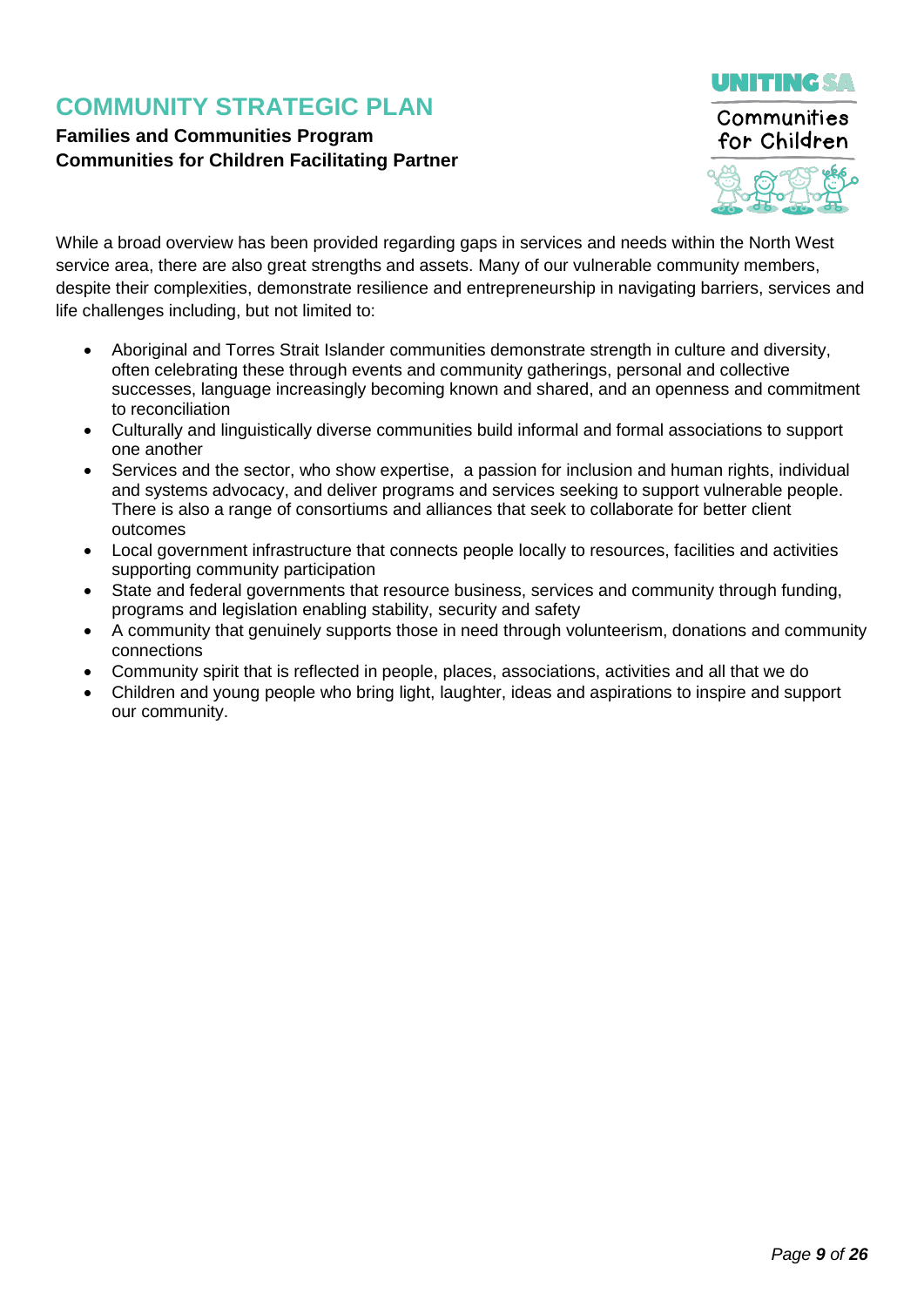While a broad overview has been provided regarding gaps in services and needs within the North West service area, there are also great strengths and assets. Many of our vulnerable community members, despite their complexities, demonstrate resilience and entrepreneurship in navigating barriers, services and life challenges including, but not limited to:

- Aboriginal and Torres Strait Islander communities demonstrate strength in culture and diversity, often celebrating these through events and community gatherings, personal and collective successes, language increasingly becoming known and shared, and an openness and commitment to reconciliation
- Culturally and linguistically diverse communities build informal and formal associations to support one another
- Services and the sector, who show expertise, a passion for inclusion and human rights, individual and systems advocacy, and deliver programs and services seeking to support vulnerable people. There is also a range of consortiums and alliances that seek to collaborate for better client outcomes
- Local government infrastructure that connects people locally to resources, facilities and activities supporting community participation
- State and federal governments that resource business, services and community through funding, programs and legislation enabling stability, security and safety
- A community that genuinely supports those in need through volunteerism, donations and community connections
- Community spirit that is reflected in people, places, associations, activities and all that we do
- Children and young people who bring light, laughter, ideas and aspirations to inspire and support our community.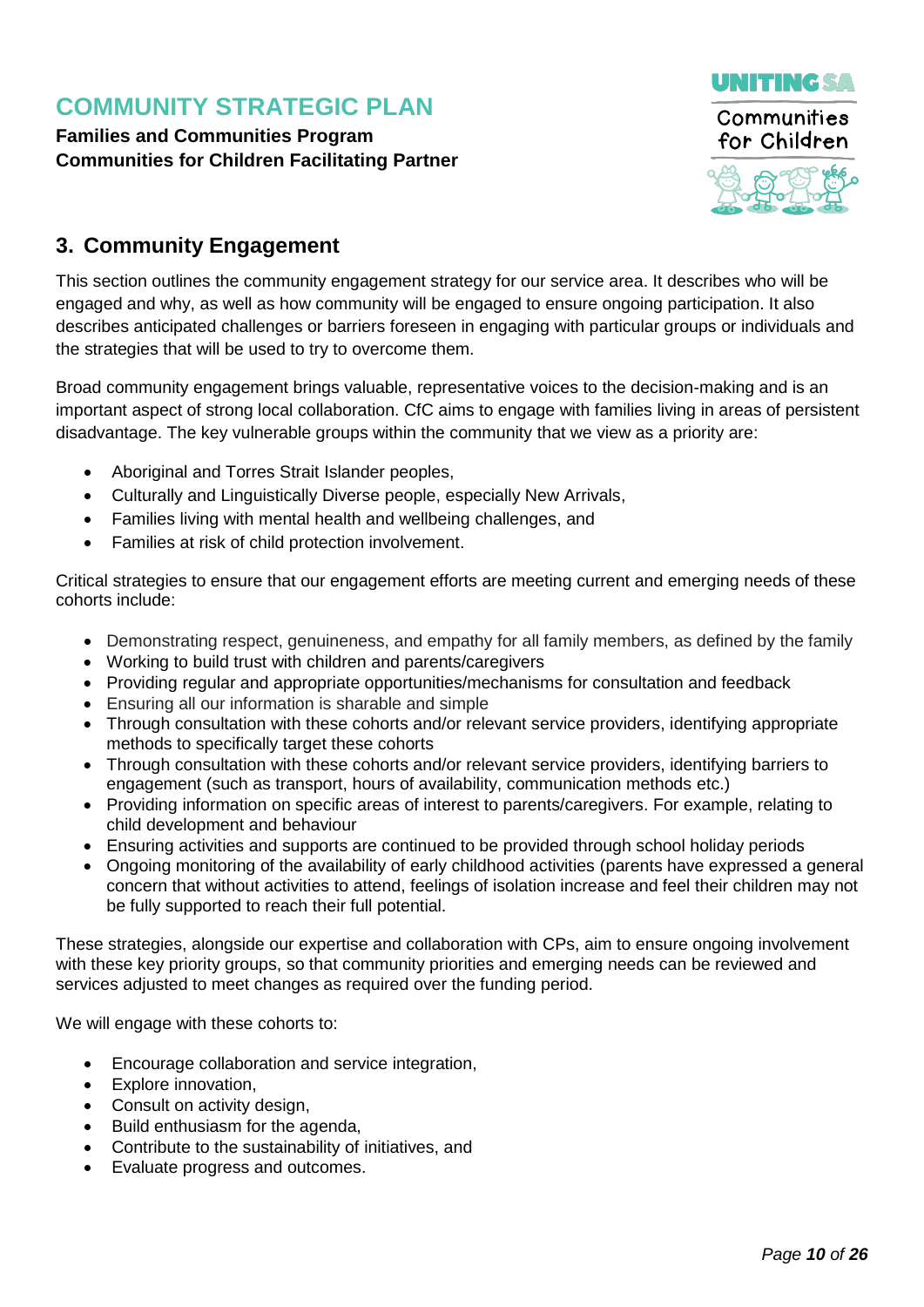## 3. Community Engagement

This section outlines the community engagement strategy for our service area. It describes who will be engaged and why, as well as how community will be engaged to ensure ongoing participation. It also describes anticipated challenges or barriers foreseen in engaging with particular groups or individuals and the strategies that will be used to try to overcome them.

Broad community engagement brings valuable, representative voices to the decision-making and is an important aspect of strong local collaboration. CfC aims to engage with families living in areas of persistent disadvantage. The key vulnerable groups within the community that we view as a priority are:

- Aboriginal and Torres Strait Islander peoples,
- Culturally and Linguistically Diverse people, especially New Arrivals,
- Families living with mental health and wellbeing challenges, and
- Families at risk of child protection involvement.

Critical strategies to ensure that our engagement efforts are meeting current and emerging needs of these cohorts include:

- Demonstrating respect, genuineness, and empathy for all family members, as defined by the family
- Working to build trust with children and parents/caregivers
- Providing regular and appropriate opportunities/mechanisms for consultation and feedback
- Ensuring all our information is sharable and simple
- Through consultation with these cohorts and/or relevant service providers, identifying appropriate methods to specifically target these cohorts
- Through consultation with these cohorts and/or relevant service providers, identifying barriers to engagement (such as transport, hours of availability, communication methods etc.)
- Providing information on specific areas of interest to parents/caregivers. For example, relating to child development and behaviour
- Ensuring activities and supports are continued to be provided through school holiday periods
- Ongoing monitoring of the availability of early childhood activities (parents have expressed a general concern that without activities to attend, feelings of isolation increase and feel their children may not be fully supported to reach their full potential.

These strategies, alongside our expertise and collaboration with CPs, aim to ensure ongoing involvement with these key priority groups, so that community priorities and emerging needs can be reviewed and services adjusted to meet changes as required over the funding period.

We will engage with these cohorts to:

- Encourage collaboration and service integration,
- Explore innovation,
- Consult on activity design,
- Build enthusiasm for the agenda,
- Contribute to the sustainability of initiatives, and
- Evaluate progress and outcomes.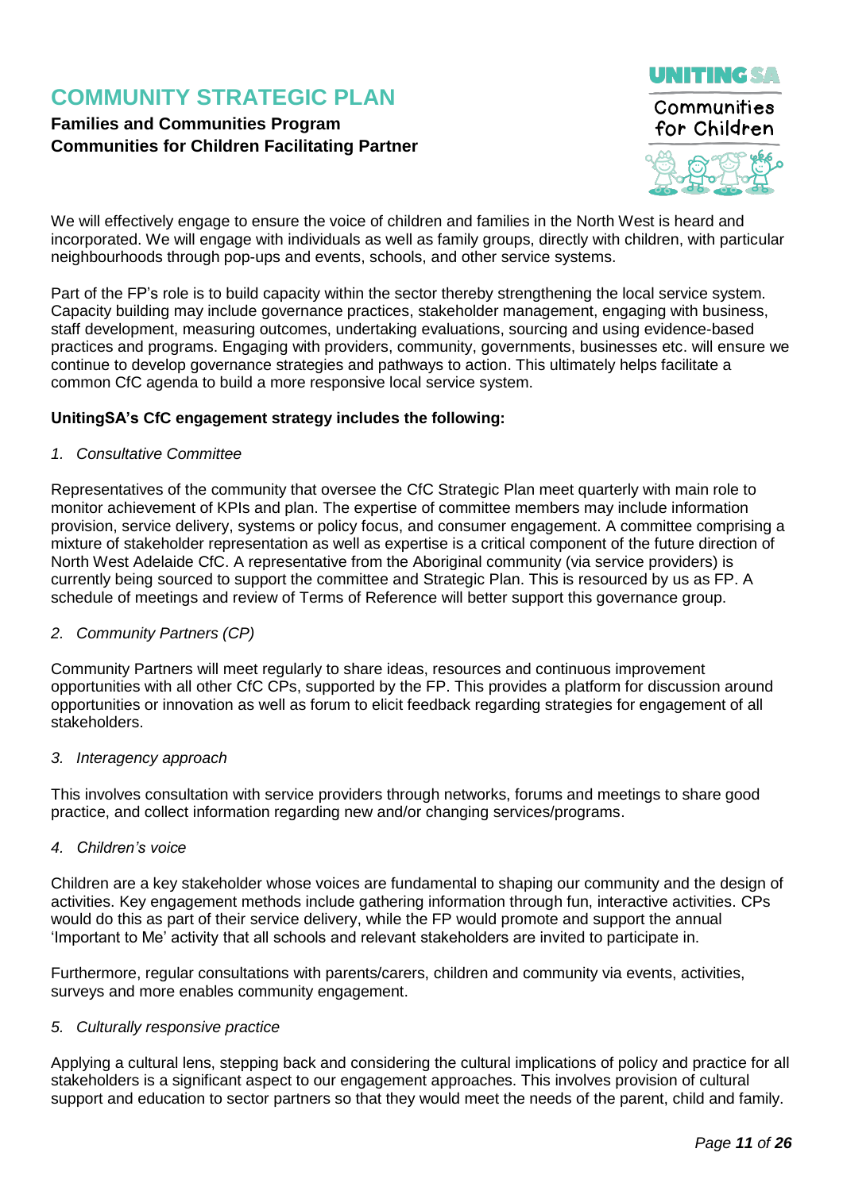# COMMUNITY STRATEGIC PLAN

**Families and Communities Program**
**Communities for Children Facilitating Partner**

We will effectively engage to ensure the voice of children and families in the North West is heard and incorporated. We will engage with individuals as well as family groups, directly with children, with particular neighbourhoods through pop-ups and events, schools, and other service systems.

Part of the FP's role is to build capacity within the sector thereby strengthening the local service system. Capacity building may include governance practices, stakeholder management, engaging with business, staff development, measuring outcomes, undertaking evaluations, sourcing and using evidence-based practices and programs. Engaging with providers, community, governments, businesses etc. will ensure we continue to develop governance strategies and pathways to action. This ultimately helps facilitate a common CfC agenda to build a more responsive local service system.

**UnitingSA's CfC engagement strategy includes the following:**

*1. Consultative Committee*

Representatives of the community that oversee the CfC Strategic Plan meet quarterly with main role to monitor achievement of KPIs and plan. The expertise of committee members may include information provision, service delivery, systems or policy focus, and consumer engagement. A committee comprising a mixture of stakeholder representation as well as expertise is a critical component of the future direction of North West Adelaide CfC. A representative from the Aboriginal community (via service providers) is currently being sourced to support the committee and Strategic Plan. This is resourced by us as FP. A schedule of meetings and review of Terms of Reference will better support this governance group.

*2. Community Partners (CP)*

Community Partners will meet regularly to share ideas, resources and continuous improvement opportunities with all other CfC CPs, supported by the FP. This provides a platform for discussion around opportunities or innovation as well as forum to elicit feedback regarding strategies for engagement of all stakeholders.

*3. Interagency approach*

This involves consultation with service providers through networks, forums and meetings to share good practice, and collect information regarding new and/or changing services/programs.

*4. Children's voice*

Children are a key stakeholder whose voices are fundamental to shaping our community and the design of activities. Key engagement methods include gathering information through fun, interactive activities. CPs would do this as part of their service delivery, while the FP would promote and support the annual 'Important to Me' activity that all schools and relevant stakeholders are invited to participate in.

Furthermore, regular consultations with parents/carers, children and community via events, activities, surveys and more enables community engagement.

*5. Culturally responsive practice*

Applying a cultural lens, stepping back and considering the cultural implications of policy and practice for all stakeholders is a significant aspect to our engagement approaches. This involves provision of cultural support and education to sector partners so that they would meet the needs of the parent, child and family.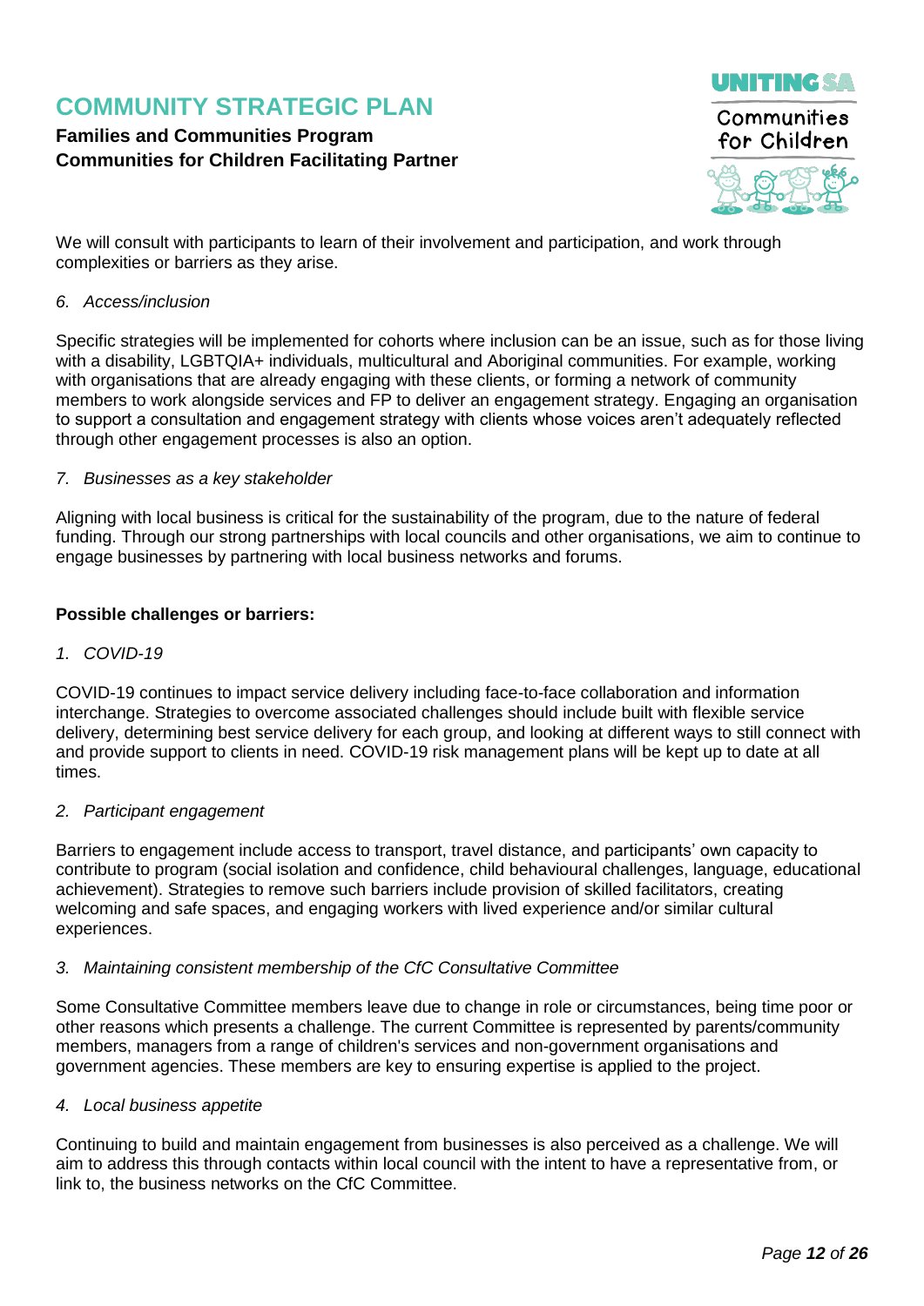We will consult with participants to learn of their involvement and participation, and work through complexities or barriers as they arise.

*6. Access/inclusion*

Specific strategies will be implemented for cohorts where inclusion can be an issue, such as for those living with a disability, LGBTQIA+ individuals, multicultural and Aboriginal communities. For example, working with organisations that are already engaging with these clients, or forming a network of community members to work alongside services and FP to deliver an engagement strategy. Engaging an organisation to support a consultation and engagement strategy with clients whose voices aren't adequately reflected through other engagement processes is also an option.

*7. Businesses as a key stakeholder*

Aligning with local business is critical for the sustainability of the program, due to the nature of federal funding. Through our strong partnerships with local councils and other organisations, we aim to continue to engage businesses by partnering with local business networks and forums.

**Possible challenges or barriers:**

*1. COVID-19*

COVID-19 continues to impact service delivery including face-to-face collaboration and information interchange. Strategies to overcome associated challenges should include built with flexible service delivery, determining best service delivery for each group, and looking at different ways to still connect with and provide support to clients in need. COVID-19 risk management plans will be kept up to date at all times.

*2. Participant engagement*

Barriers to engagement include access to transport, travel distance, and participants' own capacity to contribute to program (social isolation and confidence, child behavioural challenges, language, educational achievement). Strategies to remove such barriers include provision of skilled facilitators, creating welcoming and safe spaces, and engaging workers with lived experience and/or similar cultural experiences.

*3. Maintaining consistent membership of the CfC Consultative Committee*

Some Consultative Committee members leave due to change in role or circumstances, being time poor or other reasons which presents a challenge. The current Committee is represented by parents/community members, managers from a range of children's services and non-government organisations and government agencies. These members are key to ensuring expertise is applied to the project.

*4. Local business appetite*

Continuing to build and maintain engagement from businesses is also perceived as a challenge. We will aim to address this through contacts within local council with the intent to have a representative from, or link to, the business networks on the CfC Committee.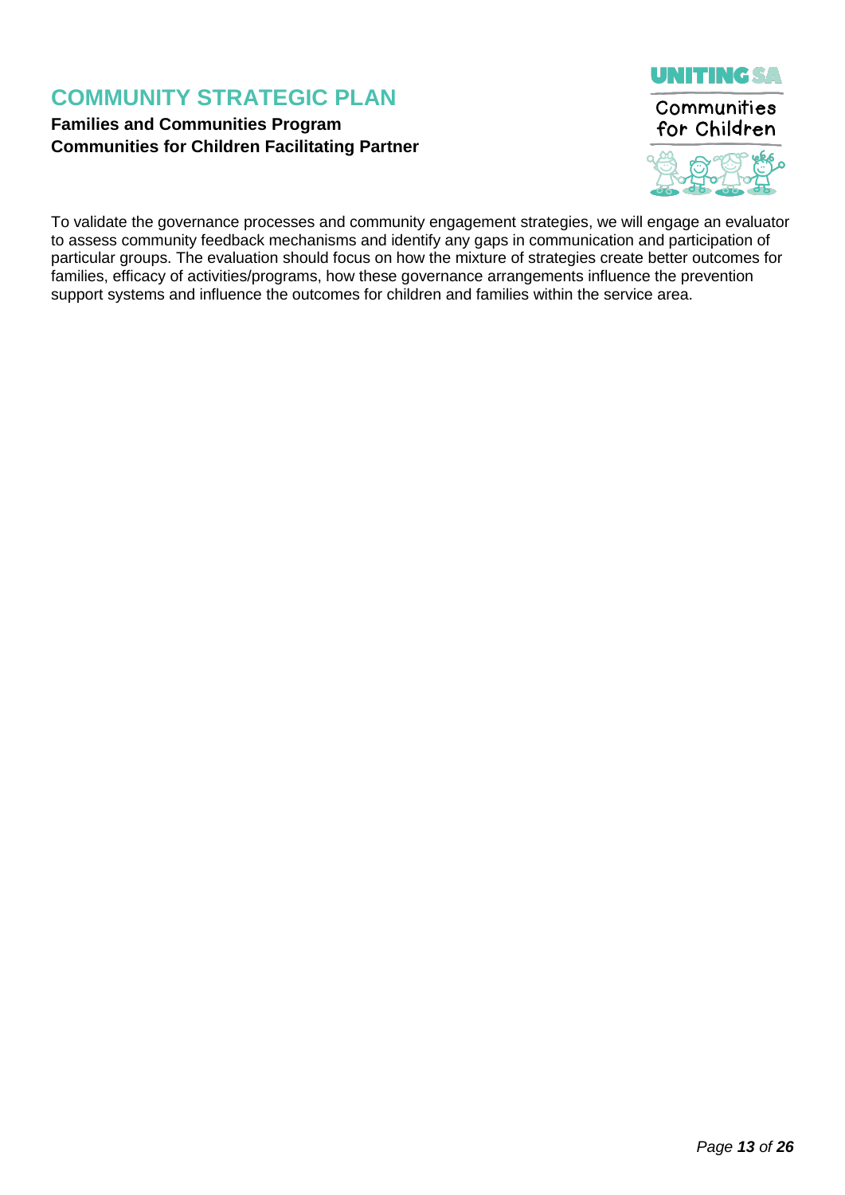To validate the governance processes and community engagement strategies, we will engage an evaluator to assess community feedback mechanisms and identify any gaps in communication and participation of particular groups. The evaluation should focus on how the mixture of strategies create better outcomes for families, efficacy of activities/programs, how these governance arrangements influence the prevention support systems and influence the outcomes for children and families within the service area.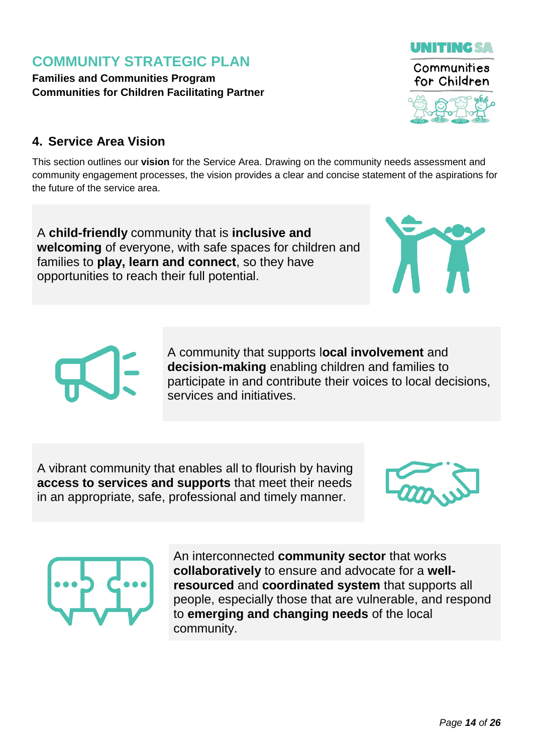## 4. Service Area Vision

This section outlines our **vision** for the Service Area. Drawing on the community needs assessment and community engagement processes, the vision provides a clear and concise statement of the aspirations for the future of the service area.

A **child-friendly** community that is **inclusive and welcoming** of everyone, with safe spaces for children and families to **play, learn and connect**, so they have opportunities to reach their full potential.

A community that supports l**ocal involvement** and **decision-making** enabling children and families to participate in and contribute their voices to local decisions, services and initiatives.

A vibrant community that enables all to flourish by having **access to services and supports** that meet their needs in an appropriate, safe, professional and timely manner.

An interconnected **community sector** that works **collaboratively** to ensure and advocate for a **well-resourced** and **coordinated system** that supports all people, especially those that are vulnerable, and respond to **emerging and changing needs** of the local community.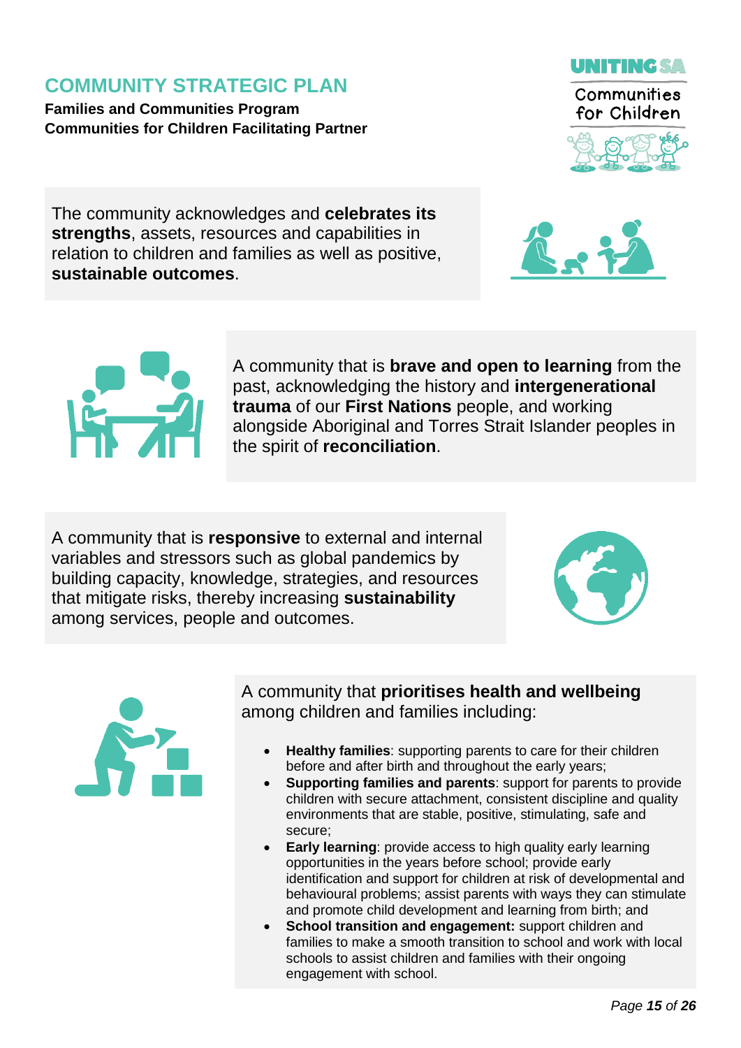# COMMUNITY STRATEGIC PLAN

**Families and Communities Program**
**Communities for Children Facilitating Partner**

The community acknowledges and **celebrates its strengths**, assets, resources and capabilities in relation to children and families as well as positive, **sustainable outcomes**.

A community that is **brave and open to learning** from the past, acknowledging the history and **intergenerational trauma** of our **First Nations** people, and working alongside Aboriginal and Torres Strait Islander peoples in the spirit of **reconciliation**.

A community that is **responsive** to external and internal variables and stressors such as global pandemics by building capacity, knowledge, strategies, and resources that mitigate risks, thereby increasing **sustainability** among services, people and outcomes.

A community that **prioritises health and wellbeing** among children and families including:

- **Healthy families**: supporting parents to care for their children before and after birth and throughout the early years;
- **Supporting families and parents**: support for parents to provide children with secure attachment, consistent discipline and quality environments that are stable, positive, stimulating, safe and secure;
- **Early learning**: provide access to high quality early learning opportunities in the years before school; provide early identification and support for children at risk of developmental and behavioural problems; assist parents with ways they can stimulate and promote child development and learning from birth; and
- **School transition and engagement:** support children and families to make a smooth transition to school and work with local schools to assist children and families with their ongoing engagement with school.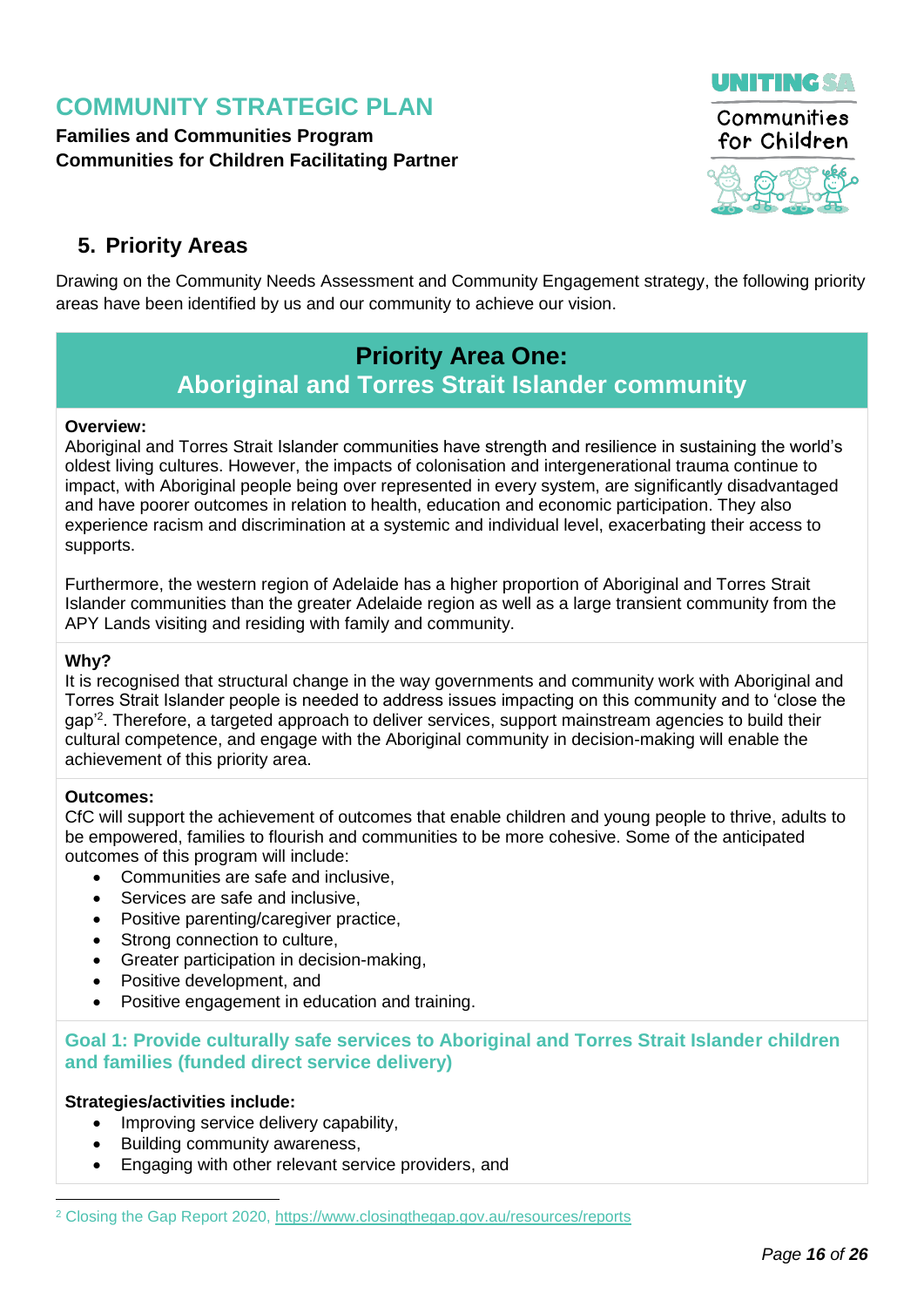## 5. Priority Areas

Drawing on the Community Needs Assessment and Community Engagement strategy, the following priority areas have been identified by us and our community to achieve our vision.

### Priority Area One: Aboriginal and Torres Strait Islander community

**Overview:**

Aboriginal and Torres Strait Islander communities have strength and resilience in sustaining the world's oldest living cultures. However, the impacts of colonisation and intergenerational trauma continue to impact, with Aboriginal people being over represented in every system, are significantly disadvantaged and have poorer outcomes in relation to health, education and economic participation. They also experience racism and discrimination at a systemic and individual level, exacerbating their access to supports.

Furthermore, the western region of Adelaide has a higher proportion of Aboriginal and Torres Strait Islander communities than the greater Adelaide region as well as a large transient community from the APY Lands visiting and residing with family and community.

**Why?**

It is recognised that structural change in the way governments and community work with Aboriginal and Torres Strait Islander people is needed to address issues impacting on this community and to 'close the gap'[2]. Therefore, a targeted approach to deliver services, support mainstream agencies to build their cultural competence, and engage with the Aboriginal community in decision-making will enable the achievement of this priority area.

**Outcomes:**

CfC will support the achievement of outcomes that enable children and young people to thrive, adults to be empowered, families to flourish and communities to be more cohesive. Some of the anticipated outcomes of this program will include:

- Communities are safe and inclusive,
- Services are safe and inclusive,
- Positive parenting/caregiver practice,
- Strong connection to culture,
- Greater participation in decision-making,
- Positive development, and
- Positive engagement in education and training.

#### Goal 1: Provide culturally safe services to Aboriginal and Torres Strait Islander children and families (funded direct service delivery)

**Strategies/activities include:**

- Improving service delivery capability,
- Building community awareness,
- Engaging with other relevant service providers, and

[2] Closing the Gap Report 2020, https://www.closingthegap.gov.au/resources/reports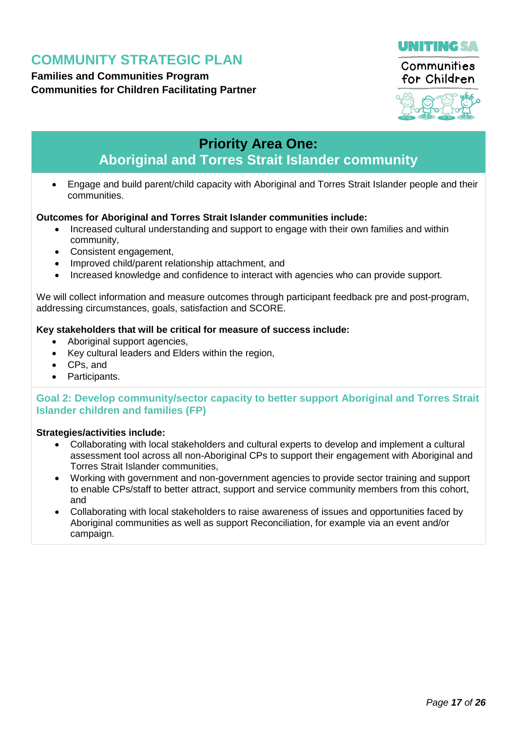## Priority Area One:
## Aboriginal and Torres Strait Islander community

- Engage and build parent/child capacity with Aboriginal and Torres Strait Islander people and their communities.

**Outcomes for Aboriginal and Torres Strait Islander communities include:**

- Increased cultural understanding and support to engage with their own families and within community,
- Consistent engagement,
- Improved child/parent relationship attachment, and
- Increased knowledge and confidence to interact with agencies who can provide support.

We will collect information and measure outcomes through participant feedback pre and post-program, addressing circumstances, goals, satisfaction and SCORE.

**Key stakeholders that will be critical for measure of success include:**

- Aboriginal support agencies,
- Key cultural leaders and Elders within the region,
- CPs, and
- Participants.

### Goal 2: Develop community/sector capacity to better support Aboriginal and Torres Strait Islander children and families (FP)

**Strategies/activities include:**

- Collaborating with local stakeholders and cultural experts to develop and implement a cultural assessment tool across all non-Aboriginal CPs to support their engagement with Aboriginal and Torres Strait Islander communities,
- Working with government and non-government agencies to provide sector training and support to enable CPs/staff to better attract, support and service community members from this cohort, and
- Collaborating with local stakeholders to raise awareness of issues and opportunities faced by Aboriginal communities as well as support Reconciliation, for example via an event and/or campaign.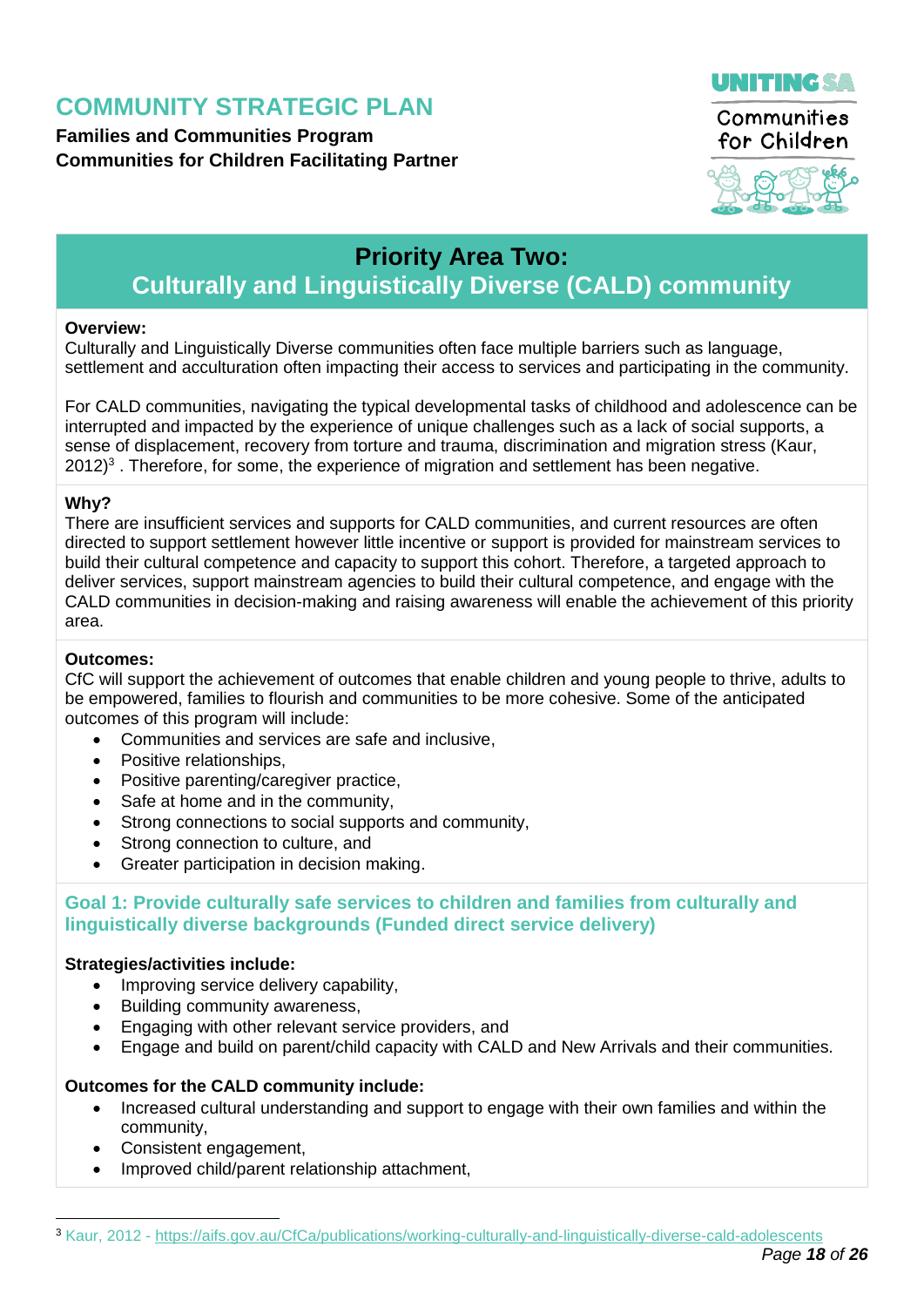## Priority Area Two: Culturally and Linguistically Diverse (CALD) community

**Overview:**

Culturally and Linguistically Diverse communities often face multiple barriers such as language, settlement and acculturation often impacting their access to services and participating in the community.

For CALD communities, navigating the typical developmental tasks of childhood and adolescence can be interrupted and impacted by the experience of unique challenges such as a lack of social supports, a sense of displacement, recovery from torture and trauma, discrimination and migration stress (Kaur, 2012)[3] . Therefore, for some, the experience of migration and settlement has been negative.

**Why?**

There are insufficient services and supports for CALD communities, and current resources are often directed to support settlement however little incentive or support is provided for mainstream services to build their cultural competence and capacity to support this cohort. Therefore, a targeted approach to deliver services, support mainstream agencies to build their cultural competence, and engage with the CALD communities in decision-making and raising awareness will enable the achievement of this priority area.

**Outcomes:**

CfC will support the achievement of outcomes that enable children and young people to thrive, adults to be empowered, families to flourish and communities to be more cohesive. Some of the anticipated outcomes of this program will include:

- Communities and services are safe and inclusive,
- Positive relationships,
- Positive parenting/caregiver practice,
- Safe at home and in the community,
- Strong connections to social supports and community,
- Strong connection to culture, and
- Greater participation in decision making.

### Goal 1: Provide culturally safe services to children and families from culturally and linguistically diverse backgrounds (Funded direct service delivery)

**Strategies/activities include:**

- Improving service delivery capability,
- Building community awareness,
- Engaging with other relevant service providers, and
- Engage and build on parent/child capacity with CALD and New Arrivals and their communities.

**Outcomes for the CALD community include:**

- Increased cultural understanding and support to engage with their own families and within the community,
- Consistent engagement,
- Improved child/parent relationship attachment,

[3] Kaur, 2012 - https://aifs.gov.au/CfCa/publications/working-culturally-and-linguistically-diverse-cald-adolescents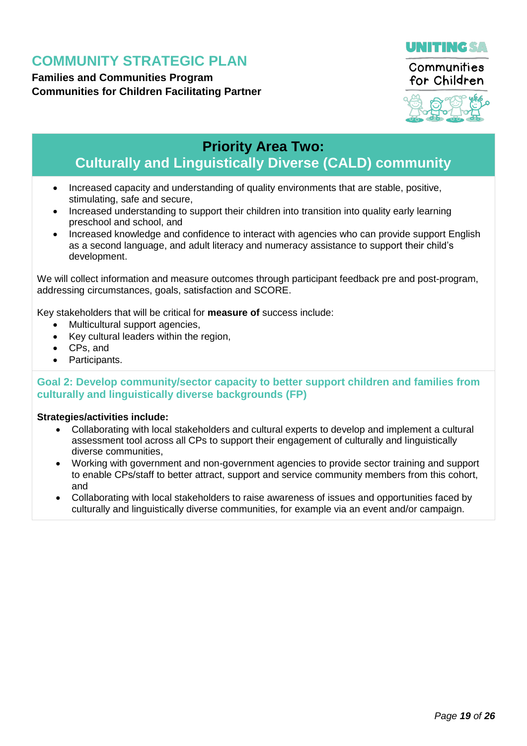## Priority Area Two: Culturally and Linguistically Diverse (CALD) community

- Increased capacity and understanding of quality environments that are stable, positive, stimulating, safe and secure,
- Increased understanding to support their children into transition into quality early learning preschool and school, and
- Increased knowledge and confidence to interact with agencies who can provide support English as a second language, and adult literacy and numeracy assistance to support their child's development.

We will collect information and measure outcomes through participant feedback pre and post-program, addressing circumstances, goals, satisfaction and SCORE.

Key stakeholders that will be critical for **measure of** success include:

- Multicultural support agencies,
- Key cultural leaders within the region,
- CPs, and
- Participants.

### Goal 2: Develop community/sector capacity to better support children and families from culturally and linguistically diverse backgrounds (FP)

**Strategies/activities include:**

- Collaborating with local stakeholders and cultural experts to develop and implement a cultural assessment tool across all CPs to support their engagement of culturally and linguistically diverse communities,
- Working with government and non-government agencies to provide sector training and support to enable CPs/staff to better attract, support and service community members from this cohort, and
- Collaborating with local stakeholders to raise awareness of issues and opportunities faced by culturally and linguistically diverse communities, for example via an event and/or campaign.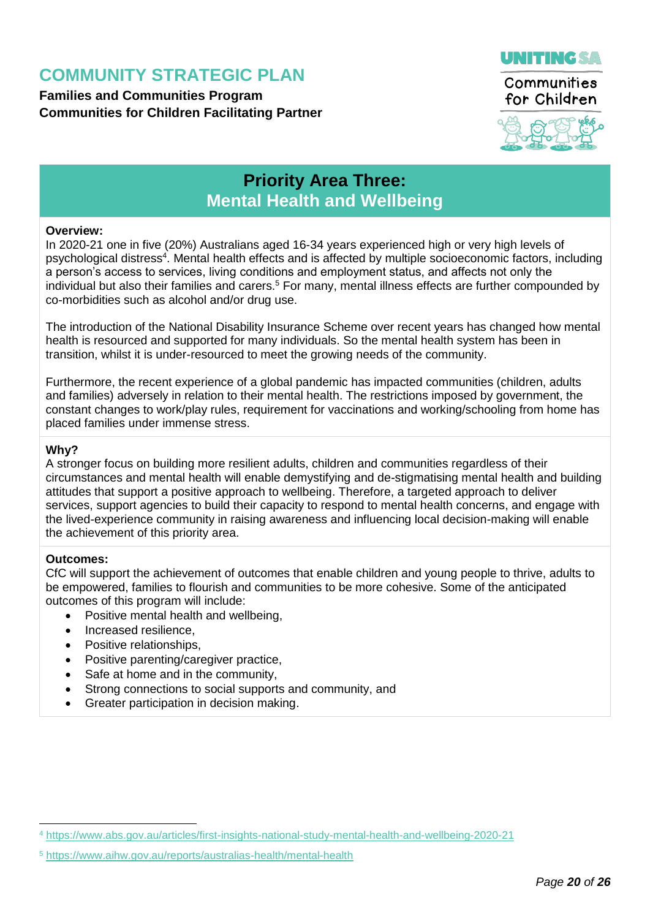# COMMUNITY STRATEGIC PLAN

**Families and Communities Program**
**Communities for Children Facilitating Partner**

## Priority Area Three: Mental Health and Wellbeing

**Overview:**
In 2020-21 one in five (20%) Australians aged 16-34 years experienced high or very high levels of psychological distress[4]. Mental health effects and is affected by multiple socioeconomic factors, including a person's access to services, living conditions and employment status, and affects not only the individual but also their families and carers.[5] For many, mental illness effects are further compounded by co-morbidities such as alcohol and/or drug use.

The introduction of the National Disability Insurance Scheme over recent years has changed how mental health is resourced and supported for many individuals. So the mental health system has been in transition, whilst it is under-resourced to meet the growing needs of the community.

Furthermore, the recent experience of a global pandemic has impacted communities (children, adults and families) adversely in relation to their mental health. The restrictions imposed by government, the constant changes to work/play rules, requirement for vaccinations and working/schooling from home has placed families under immense stress.

**Why?**
A stronger focus on building more resilient adults, children and communities regardless of their circumstances and mental health will enable demystifying and de-stigmatising mental health and building attitudes that support a positive approach to wellbeing. Therefore, a targeted approach to deliver services, support agencies to build their capacity to respond to mental health concerns, and engage with the lived-experience community in raising awareness and influencing local decision-making will enable the achievement of this priority area.

**Outcomes:**
CfC will support the achievement of outcomes that enable children and young people to thrive, adults to be empowered, families to flourish and communities to be more cohesive. Some of the anticipated outcomes of this program will include:

- Positive mental health and wellbeing,
- Increased resilience,
- Positive relationships,
- Positive parenting/caregiver practice,
- Safe at home and in the community,
- Strong connections to social supports and community, and
- Greater participation in decision making.

[4] https://www.abs.gov.au/articles/first-insights-national-study-mental-health-and-wellbeing-2020-21

[5] https://www.aihw.gov.au/reports/australias-health/mental-health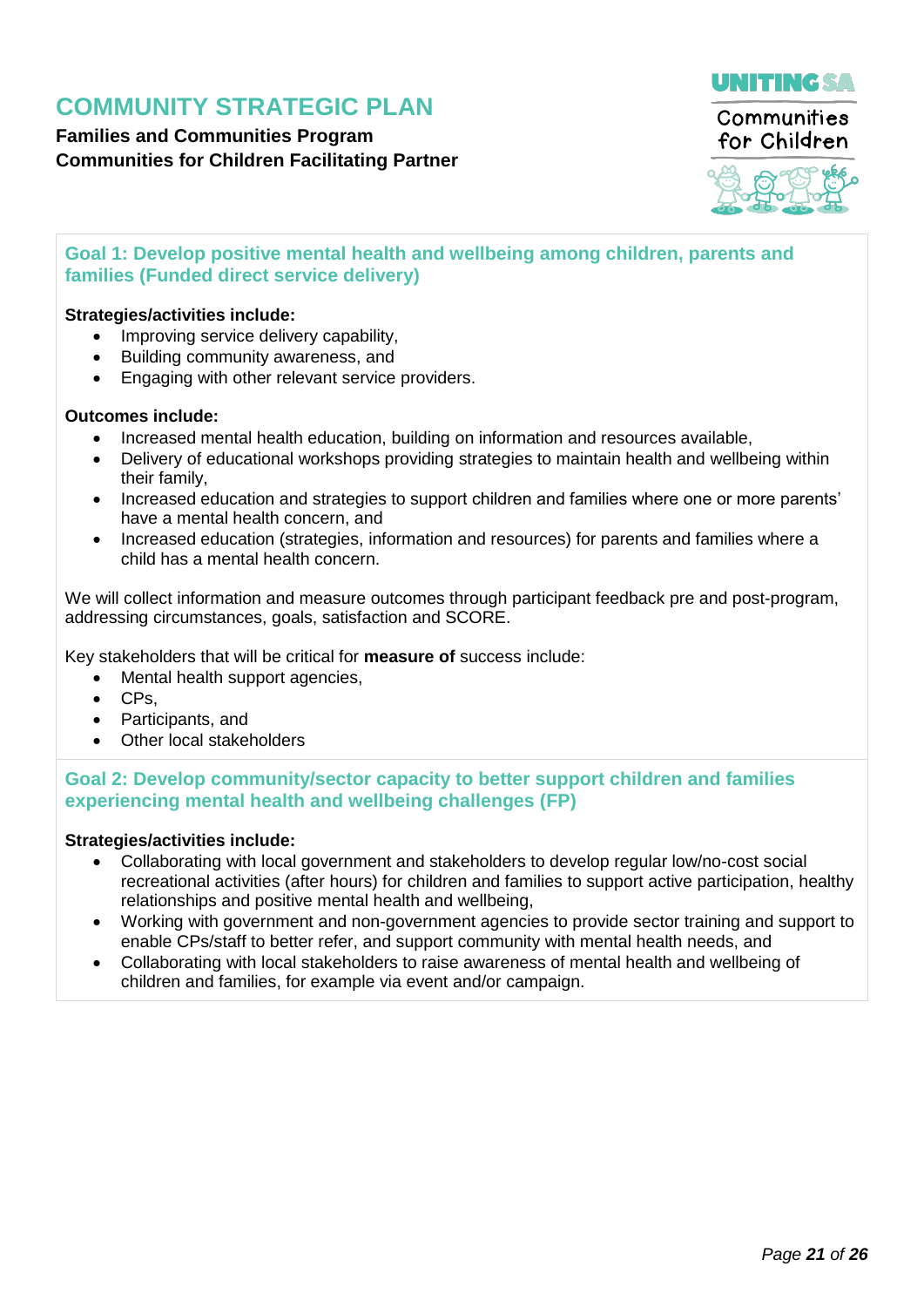# COMMUNITY STRATEGIC PLAN

**Families and Communities Program**
**Communities for Children Facilitating Partner**

## Goal 1: Develop positive mental health and wellbeing among children, parents and families (Funded direct service delivery)

**Strategies/activities include:**

- Improving service delivery capability,
- Building community awareness, and
- Engaging with other relevant service providers.

**Outcomes include:**

- Increased mental health education, building on information and resources available,
- Delivery of educational workshops providing strategies to maintain health and wellbeing within their family,
- Increased education and strategies to support children and families where one or more parents' have a mental health concern, and
- Increased education (strategies, information and resources) for parents and families where a child has a mental health concern.

We will collect information and measure outcomes through participant feedback pre and post-program, addressing circumstances, goals, satisfaction and SCORE.

Key stakeholders that will be critical for **measure of** success include:

- Mental health support agencies,
- CPs,
- Participants, and
- Other local stakeholders

## Goal 2: Develop community/sector capacity to better support children and families experiencing mental health and wellbeing challenges (FP)

**Strategies/activities include:**

- Collaborating with local government and stakeholders to develop regular low/no-cost social recreational activities (after hours) for children and families to support active participation, healthy relationships and positive mental health and wellbeing,
- Working with government and non-government agencies to provide sector training and support to enable CPs/staff to better refer, and support community with mental health needs, and
- Collaborating with local stakeholders to raise awareness of mental health and wellbeing of children and families, for example via event and/or campaign.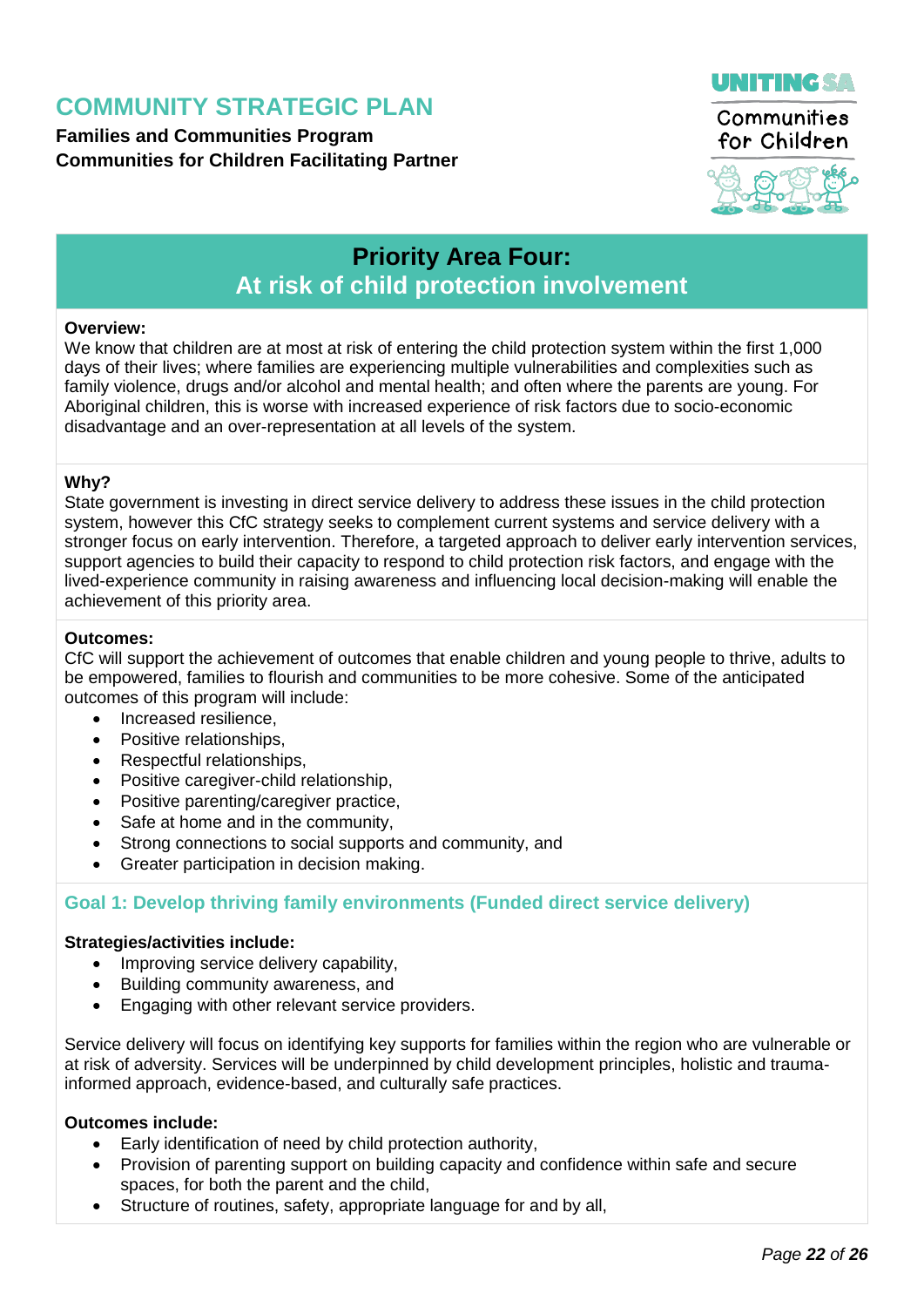# COMMUNITY STRATEGIC PLAN

**Families and Communities Program**
**Communities for Children Facilitating Partner**

## Priority Area Four: At risk of child protection involvement

**Overview:**
We know that children are at most at risk of entering the child protection system within the first 1,000 days of their lives; where families are experiencing multiple vulnerabilities and complexities such as family violence, drugs and/or alcohol and mental health; and often where the parents are young. For Aboriginal children, this is worse with increased experience of risk factors due to socio-economic disadvantage and an over-representation at all levels of the system.

**Why?**
State government is investing in direct service delivery to address these issues in the child protection system, however this CfC strategy seeks to complement current systems and service delivery with a stronger focus on early intervention. Therefore, a targeted approach to deliver early intervention services, support agencies to build their capacity to respond to child protection risk factors, and engage with the lived-experience community in raising awareness and influencing local decision-making will enable the achievement of this priority area.

**Outcomes:**
CfC will support the achievement of outcomes that enable children and young people to thrive, adults to be empowered, families to flourish and communities to be more cohesive. Some of the anticipated outcomes of this program will include:

- Increased resilience,
- Positive relationships,
- Respectful relationships,
- Positive caregiver-child relationship,
- Positive parenting/caregiver practice,
- Safe at home and in the community,
- Strong connections to social supports and community, and
- Greater participation in decision making.

### Goal 1: Develop thriving family environments (Funded direct service delivery)

**Strategies/activities include:**

- Improving service delivery capability,
- Building community awareness, and
- Engaging with other relevant service providers.

Service delivery will focus on identifying key supports for families within the region who are vulnerable or at risk of adversity. Services will be underpinned by child development principles, holistic and trauma-informed approach, evidence-based, and culturally safe practices.

**Outcomes include:**

- Early identification of need by child protection authority,
- Provision of parenting support on building capacity and confidence within safe and secure spaces, for both the parent and the child,
- Structure of routines, safety, appropriate language for and by all,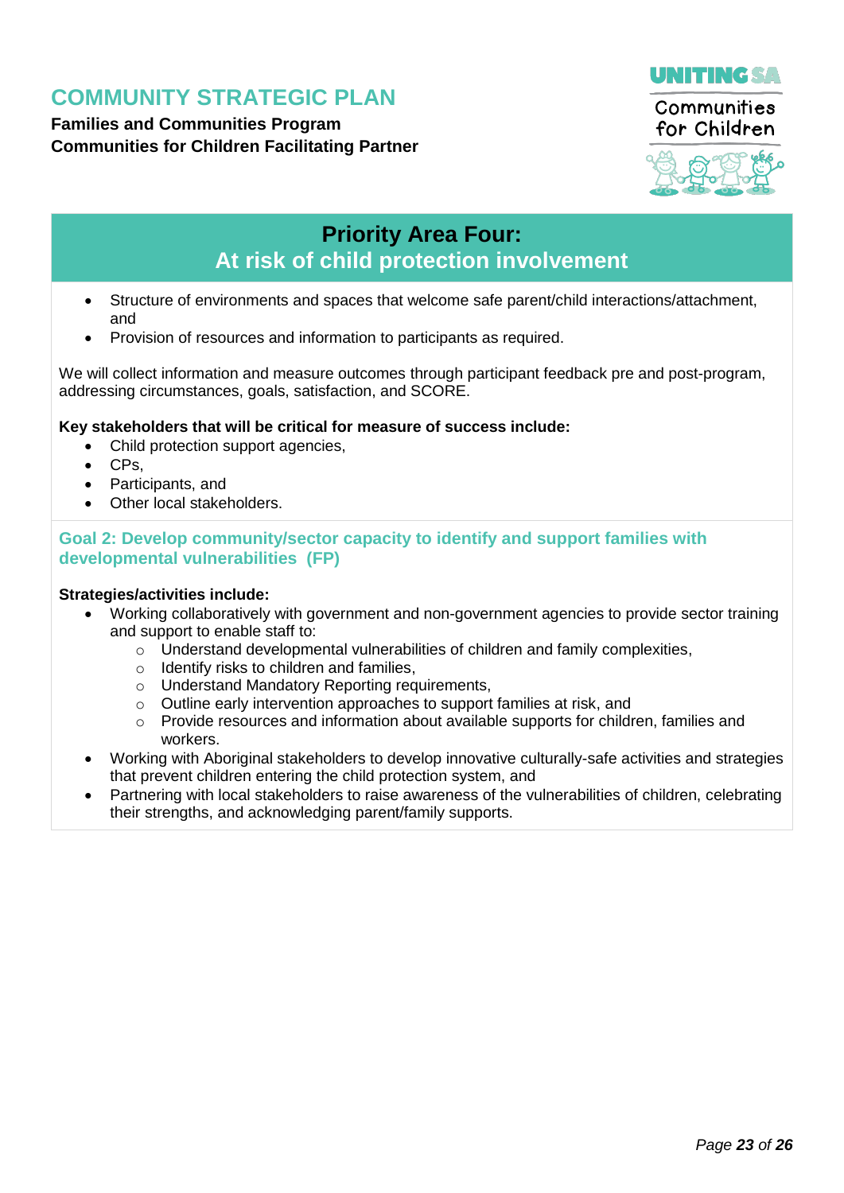# COMMUNITY STRATEGIC PLAN

**Families and Communities Program**
**Communities for Children Facilitating Partner**

## Priority Area Four:
## At risk of child protection involvement

- Structure of environments and spaces that welcome safe parent/child interactions/attachment, and
- Provision of resources and information to participants as required.

We will collect information and measure outcomes through participant feedback pre and post-program, addressing circumstances, goals, satisfaction, and SCORE.

**Key stakeholders that will be critical for measure of success include:**

- Child protection support agencies,
- CPs,
- Participants, and
- Other local stakeholders.

### Goal 2: Develop community/sector capacity to identify and support families with developmental vulnerabilities (FP)

**Strategies/activities include:**

- Working collaboratively with government and non-government agencies to provide sector training and support to enable staff to:
    - Understand developmental vulnerabilities of children and family complexities,
    - Identify risks to children and families,
    - Understand Mandatory Reporting requirements,
    - Outline early intervention approaches to support families at risk, and
    - Provide resources and information about available supports for children, families and workers.
- Working with Aboriginal stakeholders to develop innovative culturally-safe activities and strategies that prevent children entering the child protection system, and
- Partnering with local stakeholders to raise awareness of the vulnerabilities of children, celebrating their strengths, and acknowledging parent/family supports.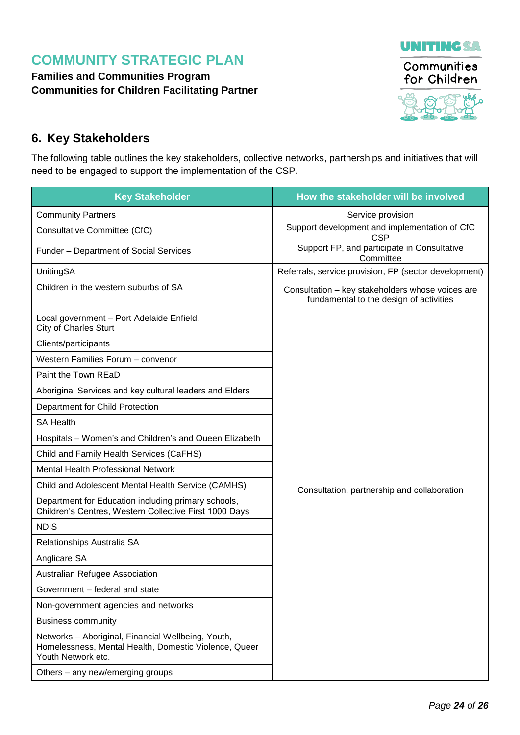# COMMUNITY STRATEGIC PLAN

**Families and Communities Program**
**Communities for Children Facilitating Partner**

## 6. Key Stakeholders

The following table outlines the key stakeholders, collective networks, partnerships and initiatives that will need to be engaged to support the implementation of the CSP.

| Key Stakeholder | How the stakeholder will be involved |
|---|---|
| Community Partners | Service provision |
| Consultative Committee (CfC) | Support development and implementation of CfC CSP |
| Funder – Department of Social Services | Support FP, and participate in Consultative Committee |
| UnitingSA | Referrals, service provision, FP (sector development) |
| Children in the western suburbs of SA | Consultation – key stakeholders whose voices are fundamental to the design of activities |
| Local government – Port Adelaide Enfield, City of Charles Sturt | Consultation, partnership and collaboration |
| Clients/participants | |
| Western Families Forum – convenor | |
| Paint the Town REaD | |
| Aboriginal Services and key cultural leaders and Elders | |
| Department for Child Protection | |
| SA Health | |
| Hospitals – Women's and Children's and Queen Elizabeth | |
| Child and Family Health Services (CaFHS) | |
| Mental Health Professional Network | |
| Child and Adolescent Mental Health Service (CAMHS) | |
| Department for Education including primary schools, Children's Centres, Western Collective First 1000 Days | |
| NDIS | |
| Relationships Australia SA | |
| Anglicare SA | |
| Australian Refugee Association | |
| Government – federal and state | |
| Non-government agencies and networks | |
| Business community | |
| Networks – Aboriginal, Financial Wellbeing, Youth, Homelessness, Mental Health, Domestic Violence, Queer Youth Network etc. | |
| Others – any new/emerging groups | |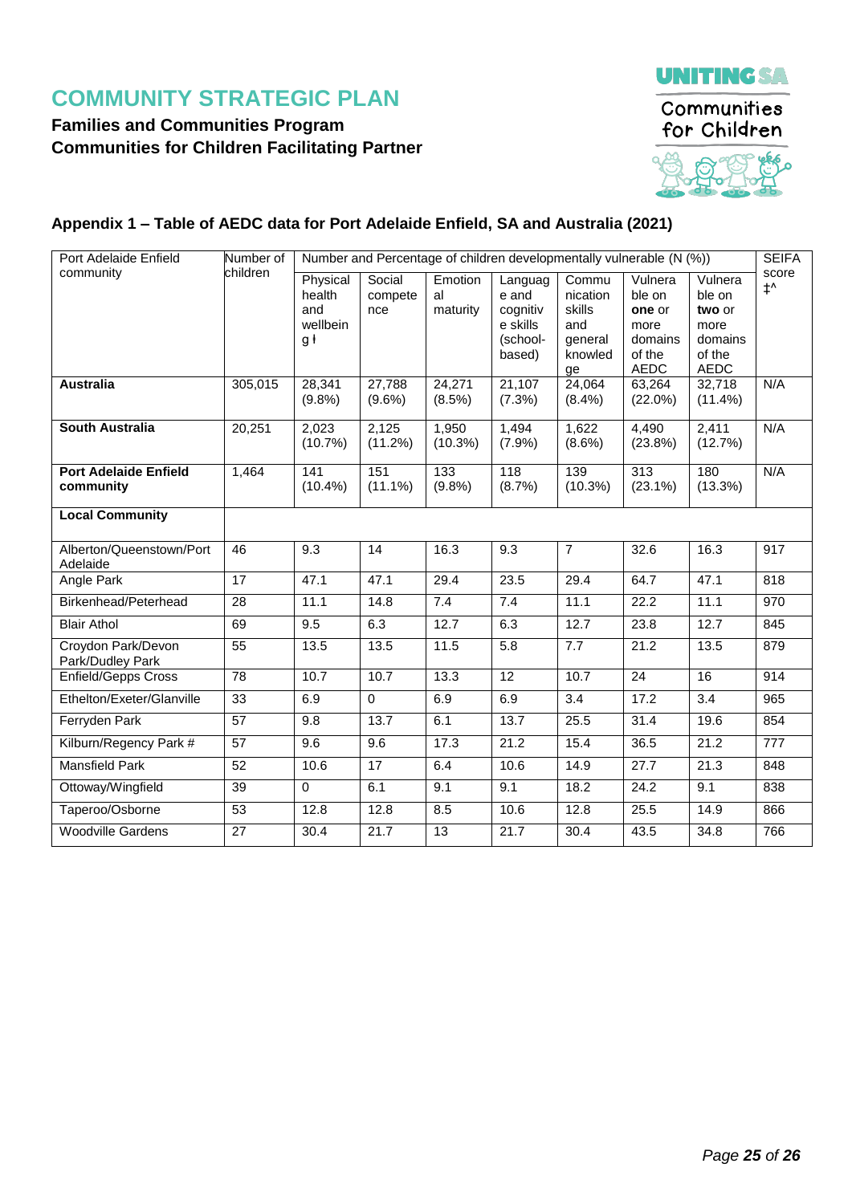# COMMUNITY STRATEGIC PLAN

**Families and Communities Program**
**Communities for Children Facilitating Partner**

UNITING SA
Communities for Children

### Appendix 1 – Table of AEDC data for Port Adelaide Enfield, SA and Australia (2021)

| Port Adelaide Enfield community | Number of children | Number and Percentage of children developmentally vulnerable (N (%)) | | | | | | | SEIFA score ‡^ |
|---|---|---|---|---|---|---|---|---|---|
| | | Physical health and wellbeing ǂ | Social competence | Emotional maturity | Language and cognitive skills (school-based) | Communication skills and general knowledge | Vulnerable on **one** or more domains of the AEDC | Vulnerable on **two** or more domains of the AEDC | |
| **Australia** | 305,015 | 28,341 (9.8%) | 27,788 (9.6%) | 24,271 (8.5%) | 21,107 (7.3%) | 24,064 (8.4%) | 63,264 (22.0%) | 32,718 (11.4%) | N/A |
| **South Australia** | 20,251 | 2,023 (10.7%) | 2,125 (11.2%) | 1,950 (10.3%) | 1,494 (7.9%) | 1,622 (8.6%) | 4,490 (23.8%) | 2,411 (12.7%) | N/A |
| **Port Adelaide Enfield community** | 1,464 | 141 (10.4%) | 151 (11.1%) | 133 (9.8%) | 118 (8.7%) | 139 (10.3%) | 313 (23.1%) | 180 (13.3%) | N/A |
| **Local Community** | | | | | | | | | |
| Alberton/Queenstown/Port Adelaide | 46 | 9.3 | 14 | 16.3 | 9.3 | 7 | 32.6 | 16.3 | 917 |
| Angle Park | 17 | 47.1 | 47.1 | 29.4 | 23.5 | 29.4 | 64.7 | 47.1 | 818 |
| Birkenhead/Peterhead | 28 | 11.1 | 14.8 | 7.4 | 7.4 | 11.1 | 22.2 | 11.1 | 970 |
| Blair Athol | 69 | 9.5 | 6.3 | 12.7 | 6.3 | 12.7 | 23.8 | 12.7 | 845 |
| Croydon Park/Devon Park/Dudley Park | 55 | 13.5 | 13.5 | 11.5 | 5.8 | 7.7 | 21.2 | 13.5 | 879 |
| Enfield/Gepps Cross | 78 | 10.7 | 10.7 | 13.3 | 12 | 10.7 | 24 | 16 | 914 |
| Ethelton/Exeter/Glanville | 33 | 6.9 | 0 | 6.9 | 6.9 | 3.4 | 17.2 | 3.4 | 965 |
| Ferryden Park | 57 | 9.8 | 13.7 | 6.1 | 13.7 | 25.5 | 31.4 | 19.6 | 854 |
| Kilburn/Regency Park # | 57 | 9.6 | 9.6 | 17.3 | 21.2 | 15.4 | 36.5 | 21.2 | 777 |
| Mansfield Park | 52 | 10.6 | 17 | 6.4 | 10.6 | 14.9 | 27.7 | 21.3 | 848 |
| Ottoway/Wingfield | 39 | 0 | 6.1 | 9.1 | 9.1 | 18.2 | 24.2 | 9.1 | 838 |
| Taperoo/Osborne | 53 | 12.8 | 12.8 | 8.5 | 10.6 | 12.8 | 25.5 | 14.9 | 866 |
| Woodville Gardens | 27 | 30.4 | 21.7 | 13 | 21.7 | 30.4 | 43.5 | 34.8 | 766 |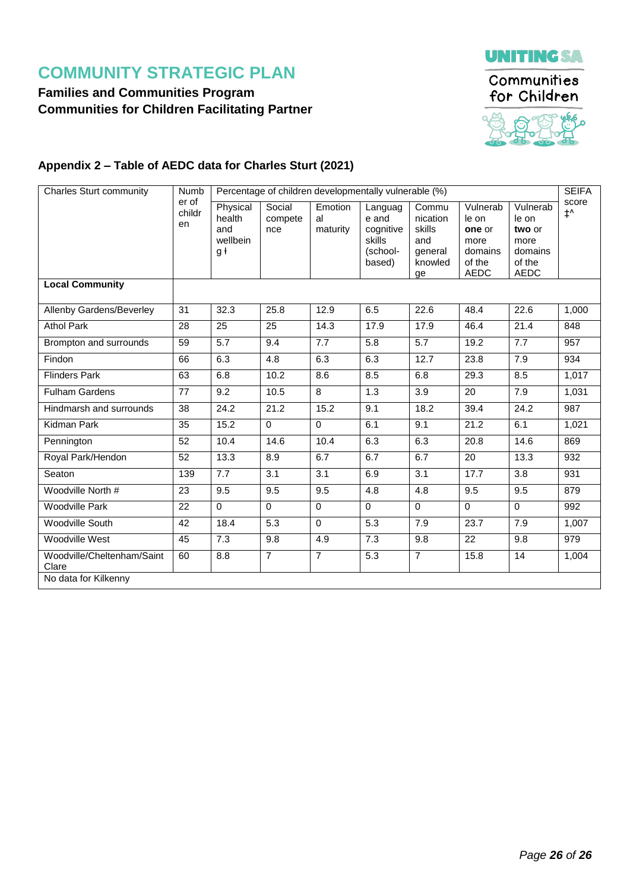# COMMUNITY STRATEGIC PLAN

**Families and Communities Program**
**Communities for Children Facilitating Partner**

UNITING SA
Communities for Children

## Appendix 2 – Table of AEDC data for Charles Sturt (2021)

| Charles Sturt community | Number of children | Percentage of children developmentally vulnerable (%) | | | | | | | SEIFA score ‡^ |
|---|---|---|---|---|---|---|---|---|---|
| | | Physical health and wellbeing ǂ | Social competence | Emotional maturity | Language and cognitive skills (school-based) | Communication skills and general knowledge | Vulnerable on **one** or more domains of the AEDC | Vulnerable on **two** or more domains of the AEDC | |
| **Local Community** | | | | | | | | | |
| Allenby Gardens/Beverley | 31 | 32.3 | 25.8 | 12.9 | 6.5 | 22.6 | 48.4 | 22.6 | 1,000 |
| Athol Park | 28 | 25 | 25 | 14.3 | 17.9 | 17.9 | 46.4 | 21.4 | 848 |
| Brompton and surrounds | 59 | 5.7 | 9.4 | 7.7 | 5.8 | 5.7 | 19.2 | 7.7 | 957 |
| Findon | 66 | 6.3 | 4.8 | 6.3 | 6.3 | 12.7 | 23.8 | 7.9 | 934 |
| Flinders Park | 63 | 6.8 | 10.2 | 8.6 | 8.5 | 6.8 | 29.3 | 8.5 | 1,017 |
| Fulham Gardens | 77 | 9.2 | 10.5 | 8 | 1.3 | 3.9 | 20 | 7.9 | 1,031 |
| Hindmarsh and surrounds | 38 | 24.2 | 21.2 | 15.2 | 9.1 | 18.2 | 39.4 | 24.2 | 987 |
| Kidman Park | 35 | 15.2 | 0 | 0 | 6.1 | 9.1 | 21.2 | 6.1 | 1,021 |
| Pennington | 52 | 10.4 | 14.6 | 10.4 | 6.3 | 6.3 | 20.8 | 14.6 | 869 |
| Royal Park/Hendon | 52 | 13.3 | 8.9 | 6.7 | 6.7 | 6.7 | 20 | 13.3 | 932 |
| Seaton | 139 | 7.7 | 3.1 | 3.1 | 6.9 | 3.1 | 17.7 | 3.8 | 931 |
| Woodville North # | 23 | 9.5 | 9.5 | 9.5 | 4.8 | 4.8 | 9.5 | 9.5 | 879 |
| Woodville Park | 22 | 0 | 0 | 0 | 0 | 0 | 0 | 0 | 992 |
| Woodville South | 42 | 18.4 | 5.3 | 0 | 5.3 | 7.9 | 23.7 | 7.9 | 1,007 |
| Woodville West | 45 | 7.3 | 9.8 | 4.9 | 7.3 | 9.8 | 22 | 9.8 | 979 |
| Woodville/Cheltenham/Saint Clare | 60 | 8.8 | 7 | 7 | 5.3 | 7 | 15.8 | 14 | 1,004 |
| No data for Kilkenny | | | | | | | | | |